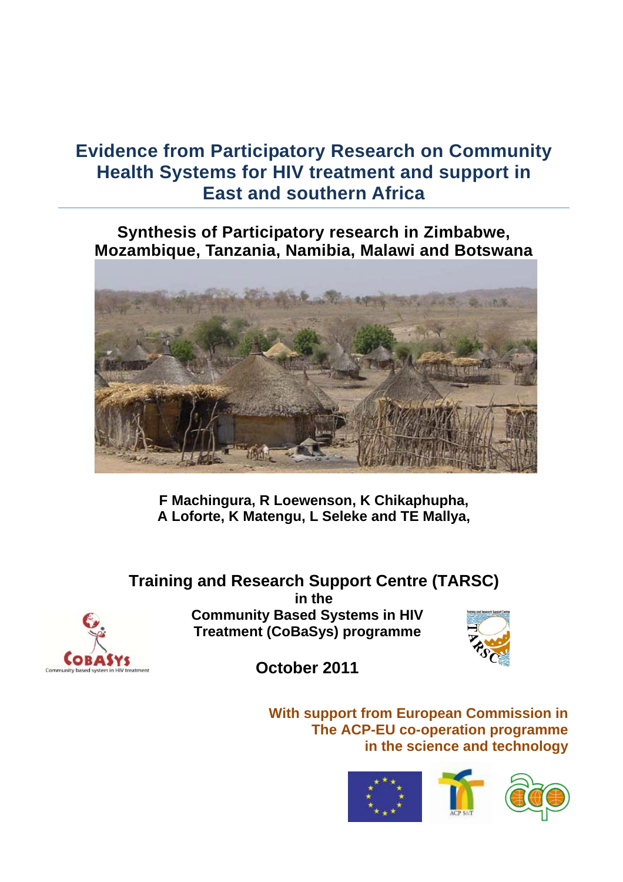# Evidence from Participatory Research on Community Health Systems for HIV treatment and support in East and southern Africa

## Synthesis of Participatory research in Zimbabwe, Mozambique, Tanzania, Namibia, Malawi and Botswana

**F Machingura, R Loewenson, K Chikaphupha, A Loforte, K Matengu, L Seleke and TE Mallya,**

**Training and Research Support Centre (TARSC)**
**in the**
**Community Based Systems in HIV Treatment (CoBaSys) programme**

CoBaSys
Community based system in HIV treatment

**October 2011**

**With support from European Commission in The ACP-EU co-operation programme in the science and technology**

ACP S&T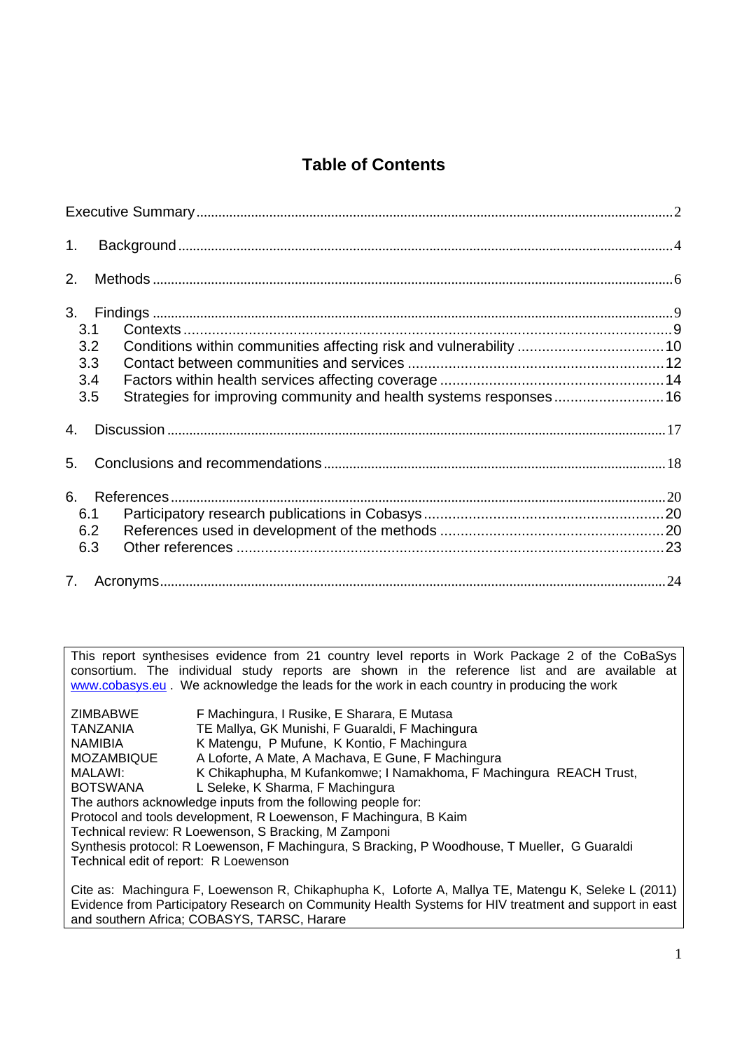# Table of Contents

Executive Summary ..... 2

1. Background ..... 4

2. Methods ..... 6

3. Findings ..... 9
   - 3.1 Contexts ..... 9
   - 3.2 Conditions within communities affecting risk and vulnerability ..... 10
   - 3.3 Contact between communities and services ..... 12
   - 3.4 Factors within health services affecting coverage ..... 14
   - 3.5 Strategies for improving community and health systems responses ..... 16

4. Discussion ..... 17

5. Conclusions and recommendations ..... 18

6. References ..... 20
   - 6.1 Participatory research publications in Cobasys ..... 20
   - 6.2 References used in development of the methods ..... 20
   - 6.3 Other references ..... 23

7. Acronyms ..... 24

---

This report synthesises evidence from 21 country level reports in Work Package 2 of the CoBaSys consortium. The individual study reports are shown in the reference list and are available at www.cobasys.eu . We acknowledge the leads for the work in each country in producing the work

| | |
|---|---|
| ZIMBABWE | F Machingura, I Rusike, E Sharara, E Mutasa |
| TANZANIA | TE Mallya, GK Munishi, F Guaraldi, F Machingura |
| NAMIBIA | K Matengu, P Mufune, K Kontio, F Machingura |
| MOZAMBIQUE | A Loforte, A Mate, A Machava, E Gune, F Machingura |
| MALAWI: | K Chikaphupha, M Kufankomwe; I Namakhoma, F Machingura REACH Trust, |
| BOTSWANA | L Seleke, K Sharma, F Machingura |

The authors acknowledge inputs from the following people for:
Protocol and tools development, R Loewenson, F Machingura, B Kaim
Technical review: R Loewenson, S Bracking, M Zamponi
Synthesis protocol: R Loewenson, F Machingura, S Bracking, P Woodhouse, T Mueller, G Guaraldi
Technical edit of report: R Loewenson

Cite as: Machingura F, Loewenson R, Chikaphupha K, Loforte A, Mallya TE, Matengu K, Seleke L (2011) Evidence from Participatory Research on Community Health Systems for HIV treatment and support in east and southern Africa; COBASYS, TARSC, Harare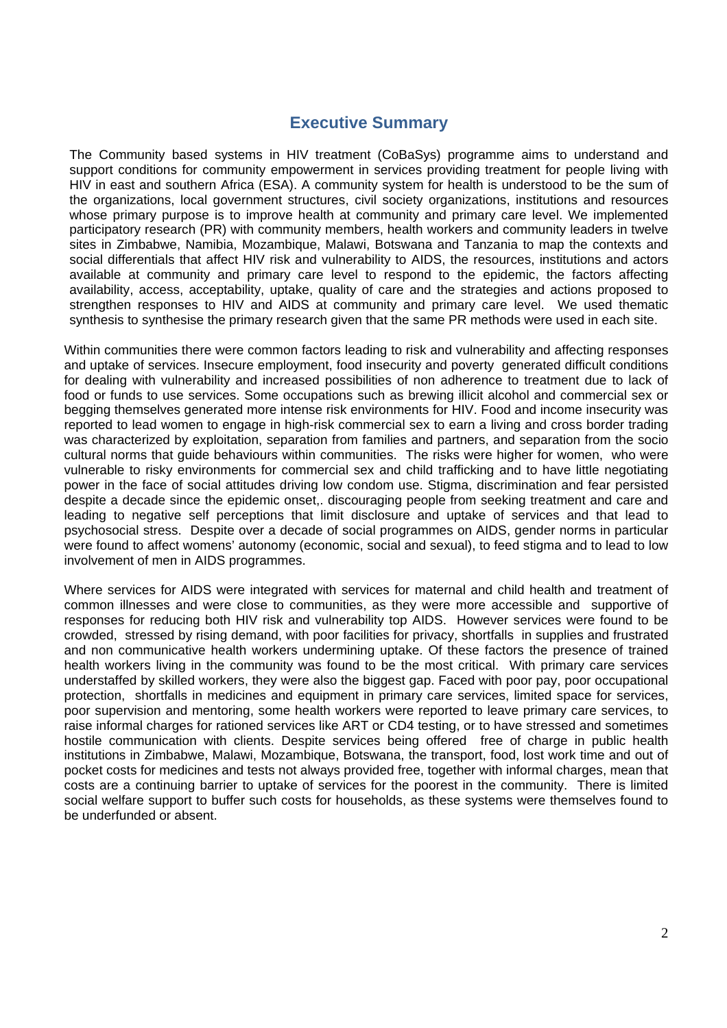# Executive Summary

The Community based systems in HIV treatment (CoBaSys) programme aims to understand and support conditions for community empowerment in services providing treatment for people living with HIV in east and southern Africa (ESA). A community system for health is understood to be the sum of the organizations, local government structures, civil society organizations, institutions and resources whose primary purpose is to improve health at community and primary care level. We implemented participatory research (PR) with community members, health workers and community leaders in twelve sites in Zimbabwe, Namibia, Mozambique, Malawi, Botswana and Tanzania to map the contexts and social differentials that affect HIV risk and vulnerability to AIDS, the resources, institutions and actors available at community and primary care level to respond to the epidemic, the factors affecting availability, access, acceptability, uptake, quality of care and the strategies and actions proposed to strengthen responses to HIV and AIDS at community and primary care level. We used thematic synthesis to synthesise the primary research given that the same PR methods were used in each site.

Within communities there were common factors leading to risk and vulnerability and affecting responses and uptake of services. Insecure employment, food insecurity and poverty generated difficult conditions for dealing with vulnerability and increased possibilities of non adherence to treatment due to lack of food or funds to use services. Some occupations such as brewing illicit alcohol and commercial sex or begging themselves generated more intense risk environments for HIV. Food and income insecurity was reported to lead women to engage in high-risk commercial sex to earn a living and cross border trading was characterized by exploitation, separation from families and partners, and separation from the socio cultural norms that guide behaviours within communities. The risks were higher for women, who were vulnerable to risky environments for commercial sex and child trafficking and to have little negotiating power in the face of social attitudes driving low condom use. Stigma, discrimination and fear persisted despite a decade since the epidemic onset,. discouraging people from seeking treatment and care and leading to negative self perceptions that limit disclosure and uptake of services and that lead to psychosocial stress. Despite over a decade of social programmes on AIDS, gender norms in particular were found to affect womens' autonomy (economic, social and sexual), to feed stigma and to lead to low involvement of men in AIDS programmes.

Where services for AIDS were integrated with services for maternal and child health and treatment of common illnesses and were close to communities, as they were more accessible and supportive of responses for reducing both HIV risk and vulnerability top AIDS. However services were found to be crowded, stressed by rising demand, with poor facilities for privacy, shortfalls in supplies and frustrated and non communicative health workers undermining uptake. Of these factors the presence of trained health workers living in the community was found to be the most critical. With primary care services understaffed by skilled workers, they were also the biggest gap. Faced with poor pay, poor occupational protection, shortfalls in medicines and equipment in primary care services, limited space for services, poor supervision and mentoring, some health workers were reported to leave primary care services, to raise informal charges for rationed services like ART or CD4 testing, or to have stressed and sometimes hostile communication with clients. Despite services being offered free of charge in public health institutions in Zimbabwe, Malawi, Mozambique, Botswana, the transport, food, lost work time and out of pocket costs for medicines and tests not always provided free, together with informal charges, mean that costs are a continuing barrier to uptake of services for the poorest in the community. There is limited social welfare support to buffer such costs for households, as these systems were themselves found to be underfunded or absent.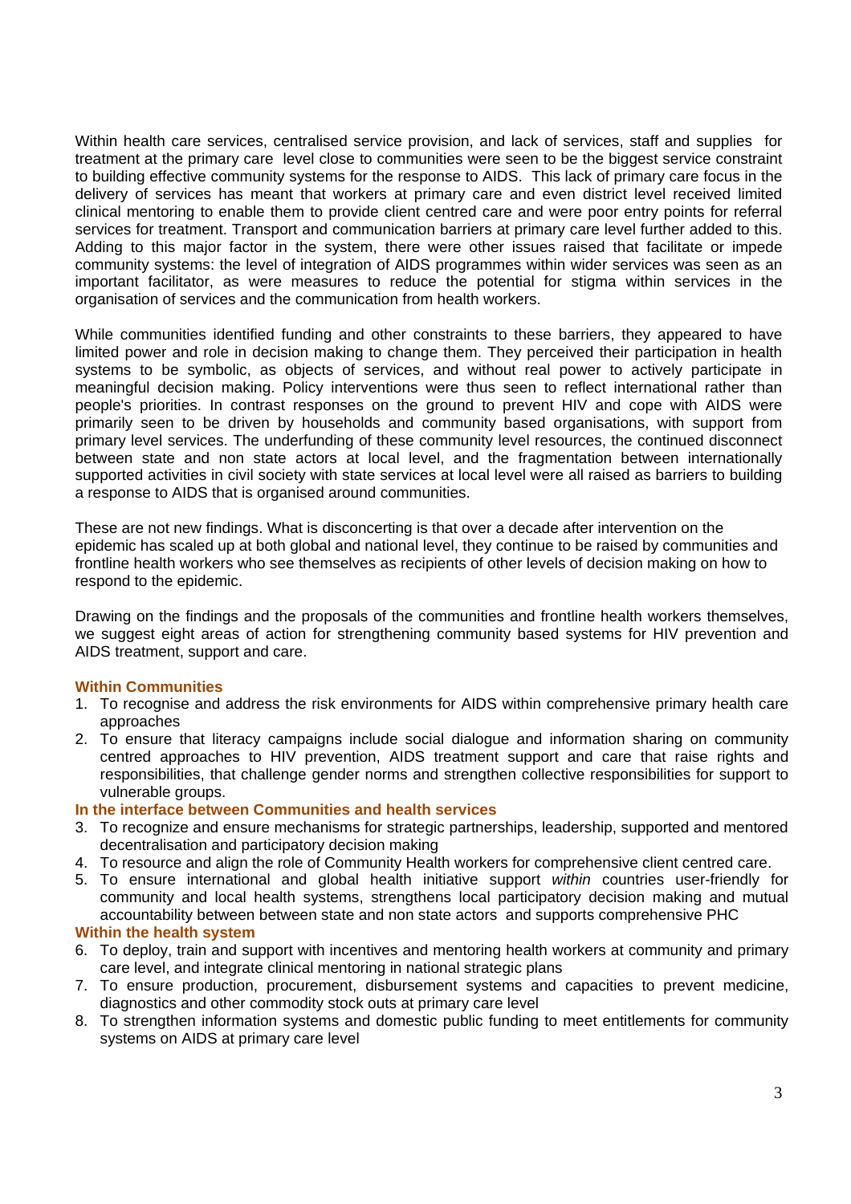Within health care services, centralised service provision, and lack of services, staff and supplies for treatment at the primary care level close to communities were seen to be the biggest service constraint to building effective community systems for the response to AIDS. This lack of primary care focus in the delivery of services has meant that workers at primary care and even district level received limited clinical mentoring to enable them to provide client centred care and were poor entry points for referral services for treatment. Transport and communication barriers at primary care level further added to this. Adding to this major factor in the system, there were other issues raised that facilitate or impede community systems: the level of integration of AIDS programmes within wider services was seen as an important facilitator, as were measures to reduce the potential for stigma within services in the organisation of services and the communication from health workers.

While communities identified funding and other constraints to these barriers, they appeared to have limited power and role in decision making to change them. They perceived their participation in health systems to be symbolic, as objects of services, and without real power to actively participate in meaningful decision making. Policy interventions were thus seen to reflect international rather than people's priorities. In contrast responses on the ground to prevent HIV and cope with AIDS were primarily seen to be driven by households and community based organisations, with support from primary level services. The underfunding of these community level resources, the continued disconnect between state and non state actors at local level, and the fragmentation between internationally supported activities in civil society with state services at local level were all raised as barriers to building a response to AIDS that is organised around communities.

These are not new findings. What is disconcerting is that over a decade after intervention on the epidemic has scaled up at both global and national level, they continue to be raised by communities and frontline health workers who see themselves as recipients of other levels of decision making on how to respond to the epidemic.

Drawing on the findings and the proposals of the communities and frontline health workers themselves, we suggest eight areas of action for strengthening community based systems for HIV prevention and AIDS treatment, support and care.

**Within Communities**

1. To recognise and address the risk environments for AIDS within comprehensive primary health care approaches
2. To ensure that literacy campaigns include social dialogue and information sharing on community centred approaches to HIV prevention, AIDS treatment support and care that raise rights and responsibilities, that challenge gender norms and strengthen collective responsibilities for support to vulnerable groups.

**In the interface between Communities and health services**

3. To recognize and ensure mechanisms for strategic partnerships, leadership, supported and mentored decentralisation and participatory decision making
4. To resource and align the role of Community Health workers for comprehensive client centred care.
5. To ensure international and global health initiative support *within* countries user-friendly for community and local health systems, strengthens local participatory decision making and mutual accountability between between state and non state actors and supports comprehensive PHC

**Within the health system**

6. To deploy, train and support with incentives and mentoring health workers at community and primary care level, and integrate clinical mentoring in national strategic plans
7. To ensure production, procurement, disbursement systems and capacities to prevent medicine, diagnostics and other commodity stock outs at primary care level
8. To strengthen information systems and domestic public funding to meet entitlements for community systems on AIDS at primary care level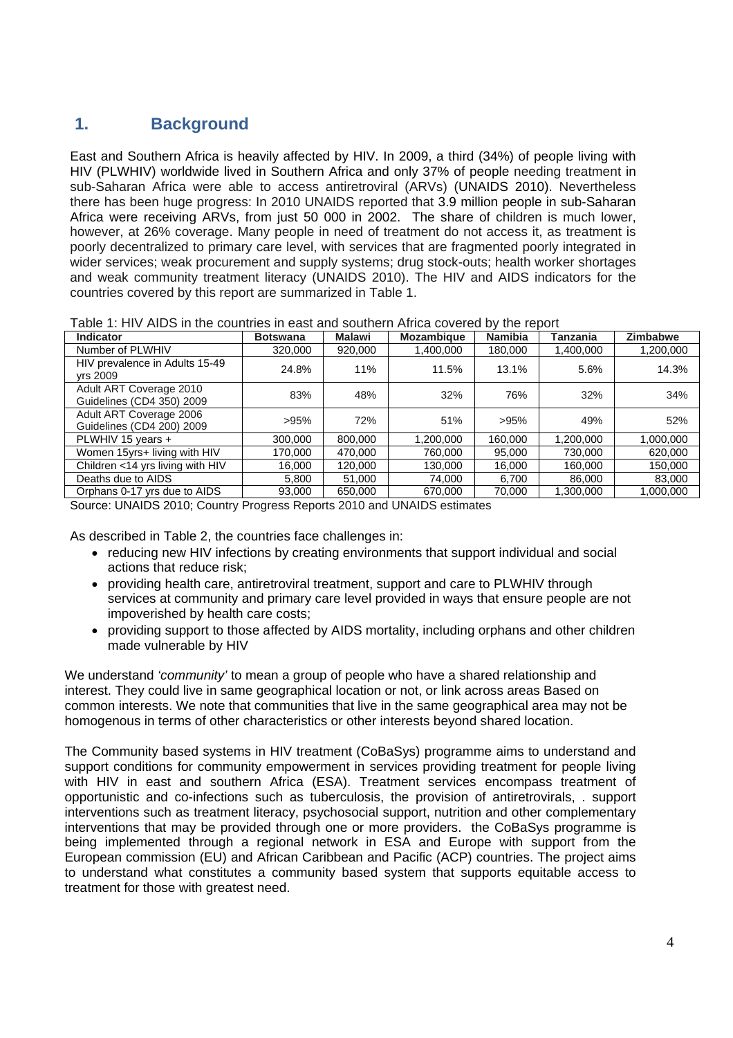## 1. Background

East and Southern Africa is heavily affected by HIV. In 2009, a third (34%) of people living with HIV (PLWHIV) worldwide lived in Southern Africa and only 37% of people needing treatment in sub-Saharan Africa were able to access antiretroviral (ARVs) (UNAIDS 2010). Nevertheless there has been huge progress: In 2010 UNAIDS reported that 3.9 million people in sub-Saharan Africa were receiving ARVs, from just 50 000 in 2002. The share of children is much lower, however, at 26% coverage. Many people in need of treatment do not access it, as treatment is poorly decentralized to primary care level, with services that are fragmented poorly integrated in wider services; weak procurement and supply systems; drug stock-outs; health worker shortages and weak community treatment literacy (UNAIDS 2010). The HIV and AIDS indicators for the countries covered by this report are summarized in Table 1.

Table 1: HIV AIDS in the countries in east and southern Africa covered by the report

| Indicator | Botswana | Malawi | Mozambique | Namibia | Tanzania | Zimbabwe |
|---|---|---|---|---|---|---|
| Number of PLWHIV | 320,000 | 920,000 | 1,400,000 | 180,000 | 1,400,000 | 1,200,000 |
| HIV prevalence in Adults 15-49 yrs 2009 | 24.8% | 11% | 11.5% | 13.1% | 5.6% | 14.3% |
| Adult ART Coverage 2010 Guidelines (CD4 350) 2009 | 83% | 48% | 32% | 76% | 32% | 34% |
| Adult ART Coverage 2006 Guidelines (CD4 200) 2009 | >95% | 72% | 51% | >95% | 49% | 52% |
| PLWHIV 15 years + | 300,000 | 800,000 | 1,200,000 | 160,000 | 1,200,000 | 1,000,000 |
| Women 15yrs+ living with HIV | 170,000 | 470,000 | 760,000 | 95,000 | 730,000 | 620,000 |
| Children <14 yrs living with HIV | 16,000 | 120,000 | 130,000 | 16,000 | 160,000 | 150,000 |
| Deaths due to AIDS | 5,800 | 51,000 | 74,000 | 6,700 | 86,000 | 83,000 |
| Orphans 0-17 yrs due to AIDS | 93,000 | 650,000 | 670,000 | 70,000 | 1,300,000 | 1,000,000 |

Source: UNAIDS 2010; Country Progress Reports 2010 and UNAIDS estimates

As described in Table 2, the countries face challenges in:

- reducing new HIV infections by creating environments that support individual and social actions that reduce risk;
- providing health care, antiretroviral treatment, support and care to PLWHIV through services at community and primary care level provided in ways that ensure people are not impoverished by health care costs;
- providing support to those affected by AIDS mortality, including orphans and other children made vulnerable by HIV

We understand *'community'* to mean a group of people who have a shared relationship and interest. They could live in same geographical location or not, or link across areas Based on common interests. We note that communities that live in the same geographical area may not be homogenous in terms of other characteristics or other interests beyond shared location.

The Community based systems in HIV treatment (CoBaSys) programme aims to understand and support conditions for community empowerment in services providing treatment for people living with HIV in east and southern Africa (ESA). Treatment services encompass treatment of opportunistic and co-infections such as tuberculosis, the provision of antiretrovirals, . support interventions such as treatment literacy, psychosocial support, nutrition and other complementary interventions that may be provided through one or more providers. the CoBaSys programme is being implemented through a regional network in ESA and Europe with support from the European commission (EU) and African Caribbean and Pacific (ACP) countries. The project aims to understand what constitutes a community based system that supports equitable access to treatment for those with greatest need.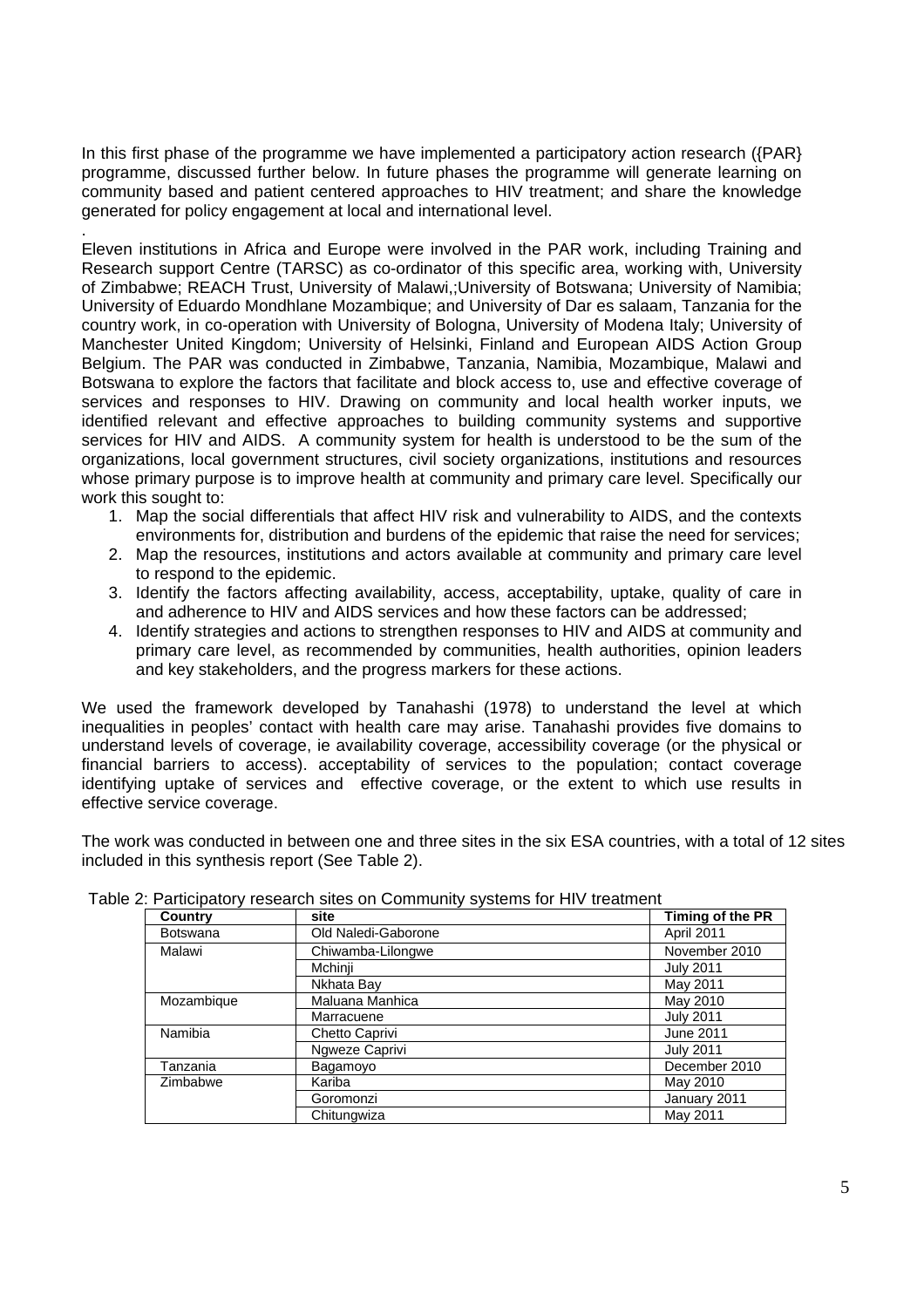In this first phase of the programme we have implemented a participatory action research ({PAR} programme, discussed further below. In future phases the programme will generate learning on community based and patient centered approaches to HIV treatment; and share the knowledge generated for policy engagement at local and international level.

.

Eleven institutions in Africa and Europe were involved in the PAR work, including Training and Research support Centre (TARSC) as co-ordinator of this specific area, working with, University of Zimbabwe; REACH Trust, University of Malawi,;University of Botswana; University of Namibia; University of Eduardo Mondhlane Mozambique; and University of Dar es salaam, Tanzania for the country work, in co-operation with University of Bologna, University of Modena Italy; University of Manchester United Kingdom; University of Helsinki, Finland and European AIDS Action Group Belgium. The PAR was conducted in Zimbabwe, Tanzania, Namibia, Mozambique, Malawi and Botswana to explore the factors that facilitate and block access to, use and effective coverage of services and responses to HIV. Drawing on community and local health worker inputs, we identified relevant and effective approaches to building community systems and supportive services for HIV and AIDS. A community system for health is understood to be the sum of the organizations, local government structures, civil society organizations, institutions and resources whose primary purpose is to improve health at community and primary care level. Specifically our work this sought to:

1. Map the social differentials that affect HIV risk and vulnerability to AIDS, and the contexts environments for, distribution and burdens of the epidemic that raise the need for services;
2. Map the resources, institutions and actors available at community and primary care level to respond to the epidemic.
3. Identify the factors affecting availability, access, acceptability, uptake, quality of care in and adherence to HIV and AIDS services and how these factors can be addressed;
4. Identify strategies and actions to strengthen responses to HIV and AIDS at community and primary care level, as recommended by communities, health authorities, opinion leaders and key stakeholders, and the progress markers for these actions.

We used the framework developed by Tanahashi (1978) to understand the level at which inequalities in peoples' contact with health care may arise. Tanahashi provides five domains to understand levels of coverage, ie availability coverage, accessibility coverage (or the physical or financial barriers to access). acceptability of services to the population; contact coverage identifying uptake of services and effective coverage, or the extent to which use results in effective service coverage.

The work was conducted in between one and three sites in the six ESA countries, with a total of 12 sites included in this synthesis report (See Table 2).

Table 2: Participatory research sites on Community systems for HIV treatment

| Country | site | Timing of the PR |
|---|---|---|
| Botswana | Old Naledi-Gaborone | April 2011 |
| Malawi | Chiwamba-Lilongwe | November 2010 |
| | Mchinji | July 2011 |
| | Nkhata Bay | May 2011 |
| Mozambique | Maluana Manhica | May 2010 |
| | Marracuene | July 2011 |
| Namibia | Chetto Caprivi | June 2011 |
| | Ngweze Caprivi | July 2011 |
| Tanzania | Bagamoyo | December 2010 |
| Zimbabwe | Kariba | May 2010 |
| | Goromonzi | January 2011 |
| | Chitungwiza | May 2011 |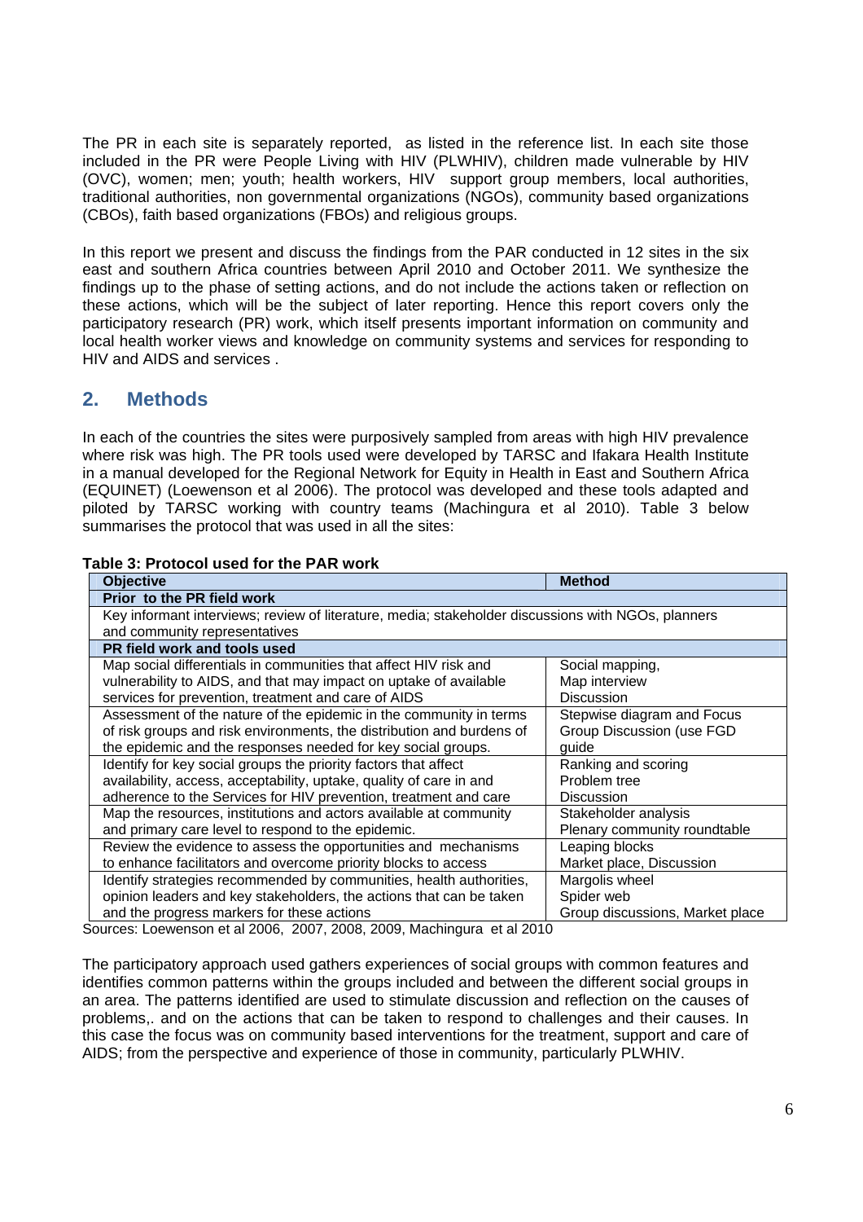The PR in each site is separately reported, as listed in the reference list. In each site those included in the PR were People Living with HIV (PLWHIV), children made vulnerable by HIV (OVC), women; men; youth; health workers, HIV support group members, local authorities, traditional authorities, non governmental organizations (NGOs), community based organizations (CBOs), faith based organizations (FBOs) and religious groups.

In this report we present and discuss the findings from the PAR conducted in 12 sites in the six east and southern Africa countries between April 2010 and October 2011. We synthesize the findings up to the phase of setting actions, and do not include the actions taken or reflection on these actions, which will be the subject of later reporting. Hence this report covers only the participatory research (PR) work, which itself presents important information on community and local health worker views and knowledge on community systems and services for responding to HIV and AIDS and services .

## 2. Methods

In each of the countries the sites were purposively sampled from areas with high HIV prevalence where risk was high. The PR tools used were developed by TARSC and Ifakara Health Institute in a manual developed for the Regional Network for Equity in Health in East and Southern Africa (EQUINET) (Loewenson et al 2006). The protocol was developed and these tools adapted and piloted by TARSC working with country teams (Machingura et al 2010). Table 3 below summarises the protocol that was used in all the sites:

**Table 3: Protocol used for the PAR work**

| Objective | Method |
|---|---|
| **Prior to the PR field work** | |
| Key informant interviews; review of literature, media; stakeholder discussions with NGOs, planners and community representatives | |
| **PR field work and tools used** | |
| Map social differentials in communities that affect HIV risk and vulnerability to AIDS, and that may impact on uptake of available services for prevention, treatment and care of AIDS | Social mapping,<br>Map interview<br>Discussion |
| Assessment of the nature of the epidemic in the community in terms of risk groups and risk environments, the distribution and burdens of the epidemic and the responses needed for key social groups. | Stepwise diagram and Focus Group Discussion (use FGD guide |
| Identify for key social groups the priority factors that affect availability, access, acceptability, uptake, quality of care in and adherence to the Services for HIV prevention, treatment and care | Ranking and scoring<br>Problem tree<br>Discussion |
| Map the resources, institutions and actors available at community and primary care level to respond to the epidemic. | Stakeholder analysis<br>Plenary community roundtable |
| Review the evidence to assess the opportunities and mechanisms to enhance facilitators and overcome priority blocks to access | Leaping blocks<br>Market place, Discussion |
| Identify strategies recommended by communities, health authorities, opinion leaders and key stakeholders, the actions that can be taken and the progress markers for these actions | Margolis wheel<br>Spider web<br>Group discussions, Market place |

Sources: Loewenson et al 2006, 2007, 2008, 2009, Machingura et al 2010

The participatory approach used gathers experiences of social groups with common features and identifies common patterns within the groups included and between the different social groups in an area. The patterns identified are used to stimulate discussion and reflection on the causes of problems,. and on the actions that can be taken to respond to challenges and their causes. In this case the focus was on community based interventions for the treatment, support and care of AIDS; from the perspective and experience of those in community, particularly PLWHIV.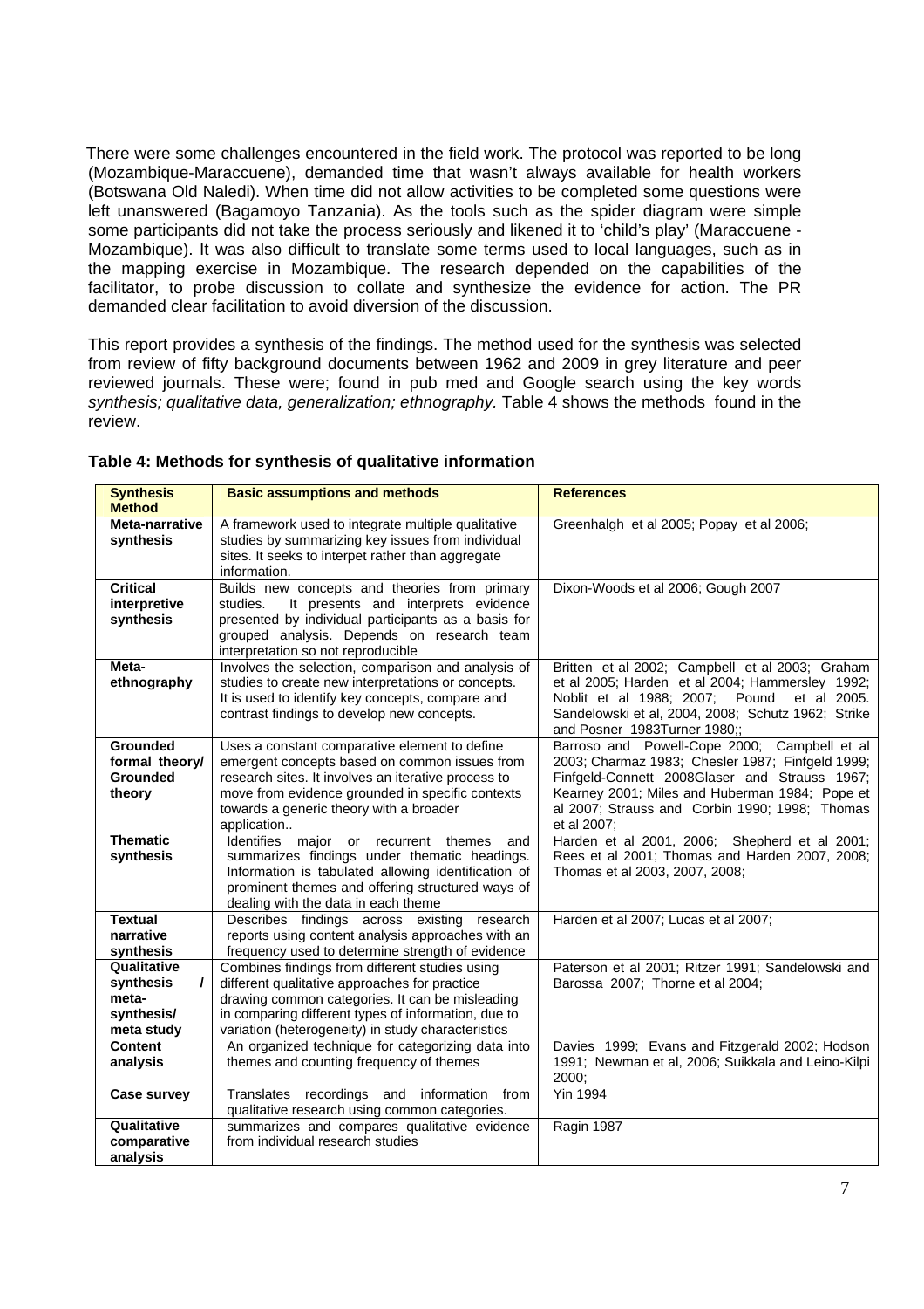There were some challenges encountered in the field work. The protocol was reported to be long (Mozambique-Maraccuene), demanded time that wasn't always available for health workers (Botswana Old Naledi). When time did not allow activities to be completed some questions were left unanswered (Bagamoyo Tanzania). As the tools such as the spider diagram were simple some participants did not take the process seriously and likened it to 'child's play' (Maraccuene - Mozambique). It was also difficult to translate some terms used to local languages, such as in the mapping exercise in Mozambique. The research depended on the capabilities of the facilitator, to probe discussion to collate and synthesize the evidence for action. The PR demanded clear facilitation to avoid diversion of the discussion.

This report provides a synthesis of the findings. The method used for the synthesis was selected from review of fifty background documents between 1962 and 2009 in grey literature and peer reviewed journals. These were; found in pub med and Google search using the key words *synthesis; qualitative data, generalization; ethnography.* Table 4 shows the methods found in the review.

**Table 4: Methods for synthesis of qualitative information**

| Synthesis Method | Basic assumptions and methods | References |
|---|---|---|
| **Meta-narrative synthesis** | A framework used to integrate multiple qualitative studies by summarizing key issues from individual sites. It seeks to interpet rather than aggregate information. | Greenhalgh et al 2005; Popay et al 2006; |
| **Critical interpretive synthesis** | Builds new concepts and theories from primary studies. It presents and interprets evidence presented by individual participants as a basis for grouped analysis. Depends on research team interpretation so not reproducible | Dixon-Woods et al 2006; Gough 2007 |
| **Meta-ethnography** | Involves the selection, comparison and analysis of studies to create new interpretations or concepts. It is used to identify key concepts, compare and contrast findings to develop new concepts. | Britten et al 2002; Campbell et al 2003; Graham et al 2005; Harden et al 2004; Hammersley 1992; Noblit et al 1988; 2007; Pound et al 2005. Sandelowski et al, 2004, 2008; Schutz 1962; Strike and Posner 1983Turner 1980;; |
| **Grounded formal theory/ Grounded theory** | Uses a constant comparative element to define emergent concepts based on common issues from research sites. It involves an iterative process to move from evidence grounded in specific contexts towards a generic theory with a broader application.. | Barroso and Powell-Cope 2000; Campbell et al 2003; Charmaz 1983; Chesler 1987; Finfgeld 1999; Finfgeld-Connett 2008Glaser and Strauss 1967; Kearney 2001; Miles and Huberman 1984; Pope et al 2007; Strauss and Corbin 1990; 1998; Thomas et al 2007; |
| **Thematic synthesis** | Identifies major or recurrent themes and summarizes findings under thematic headings. Information is tabulated allowing identification of prominent themes and offering structured ways of dealing with the data in each theme | Harden et al 2001, 2006; Shepherd et al 2001; Rees et al 2001; Thomas and Harden 2007, 2008; Thomas et al 2003, 2007, 2008; |
| **Textual narrative synthesis** | Describes findings across existing research reports using content analysis approaches with an frequency used to determine strength of evidence | Harden et al 2007; Lucas et al 2007; |
| **Qualitative synthesis / meta-synthesis/ meta study** | Combines findings from different studies using different qualitative approaches for practice drawing common categories. It can be misleading in comparing different types of information, due to variation (heterogeneity) in study characteristics | Paterson et al 2001; Ritzer 1991; Sandelowski and Barossa 2007; Thorne et al 2004; |
| **Content analysis** | An organized technique for categorizing data into themes and counting frequency of themes | Davies 1999; Evans and Fitzgerald 2002; Hodson 1991; Newman et al, 2006; Suikkala and Leino-Kilpi 2000; |
| **Case survey** | Translates recordings and information from qualitative research using common categories. | Yin 1994 |
| **Qualitative comparative analysis** | summarizes and compares qualitative evidence from individual research studies | Ragin 1987 |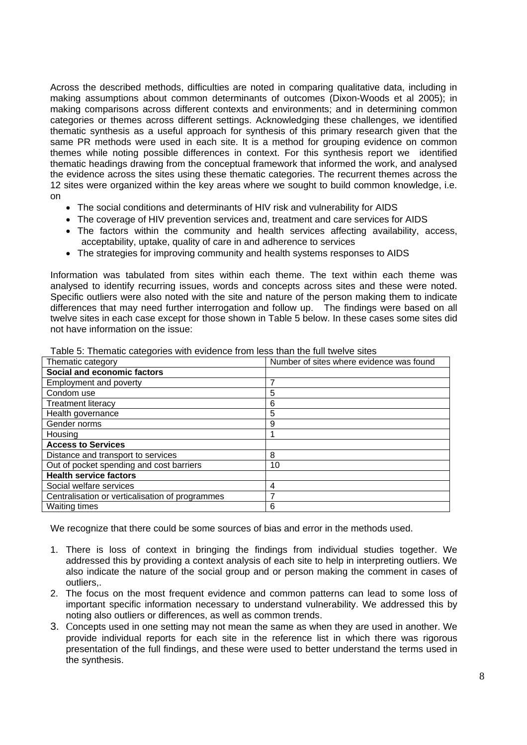Across the described methods, difficulties are noted in comparing qualitative data, including in making assumptions about common determinants of outcomes (Dixon-Woods et al 2005); in making comparisons across different contexts and environments; and in determining common categories or themes across different settings. Acknowledging these challenges, we identified thematic synthesis as a useful approach for synthesis of this primary research given that the same PR methods were used in each site. It is a method for grouping evidence on common themes while noting possible differences in context. For this synthesis report we identified thematic headings drawing from the conceptual framework that informed the work, and analysed the evidence across the sites using these thematic categories. The recurrent themes across the 12 sites were organized within the key areas where we sought to build common knowledge, i.e. on

- The social conditions and determinants of HIV risk and vulnerability for AIDS
- The coverage of HIV prevention services and, treatment and care services for AIDS
- The factors within the community and health services affecting availability, access, acceptability, uptake, quality of care in and adherence to services
- The strategies for improving community and health systems responses to AIDS

Information was tabulated from sites within each theme. The text within each theme was analysed to identify recurring issues, words and concepts across sites and these were noted. Specific outliers were also noted with the site and nature of the person making them to indicate differences that may need further interrogation and follow up. The findings were based on all twelve sites in each case except for those shown in Table 5 below. In these cases some sites did not have information on the issue:

Table 5: Thematic categories with evidence from less than the full twelve sites

| Thematic category | Number of sites where evidence was found |
|---|---|
| **Social and economic factors** | |
| Employment and poverty | 7 |
| Condom use | 5 |
| Treatment literacy | 6 |
| Health governance | 5 |
| Gender norms | 9 |
| Housing | 1 |
| **Access to Services** | |
| Distance and transport to services | 8 |
| Out of pocket spending and cost barriers | 10 |
| **Health service factors** | |
| Social welfare services | 4 |
| Centralisation or verticalisation of programmes | 7 |
| Waiting times | 6 |

We recognize that there could be some sources of bias and error in the methods used.

1. There is loss of context in bringing the findings from individual studies together. We addressed this by providing a context analysis of each site to help in interpreting outliers. We also indicate the nature of the social group and or person making the comment in cases of outliers,.
2. The focus on the most frequent evidence and common patterns can lead to some loss of important specific information necessary to understand vulnerability. We addressed this by noting also outliers or differences, as well as common trends.
3. Concepts used in one setting may not mean the same as when they are used in another. We provide individual reports for each site in the reference list in which there was rigorous presentation of the full findings, and these were used to better understand the terms used in the synthesis.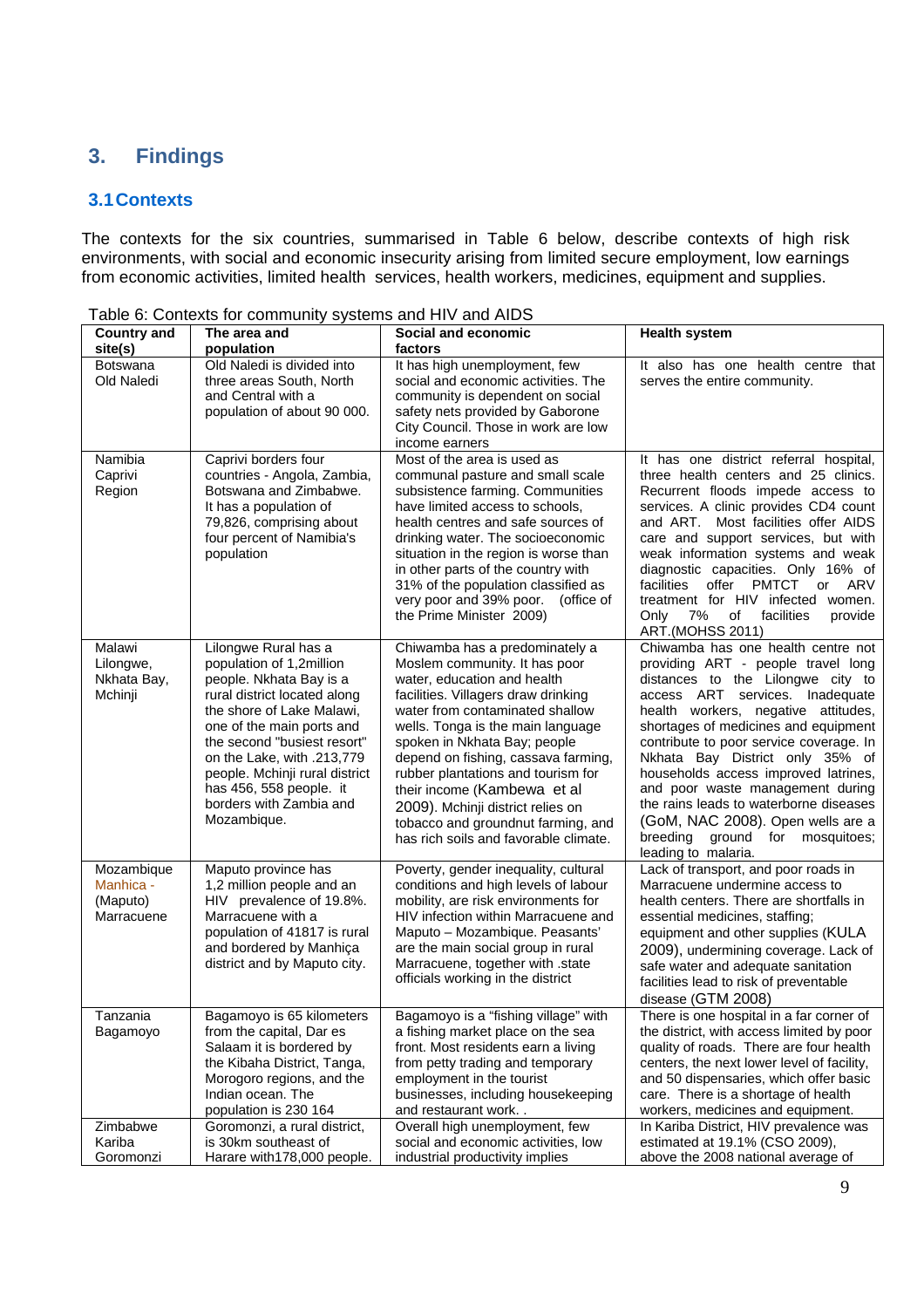## 3. Findings

### 3.1 Contexts

The contexts for the six countries, summarised in Table 6 below, describe contexts of high risk environments, with social and economic insecurity arising from limited secure employment, low earnings from economic activities, limited health services, health workers, medicines, equipment and supplies.

Table 6: Contexts for community systems and HIV and AIDS

| Country and site(s) | The area and population | Social and economic factors | Health system |
|---|---|---|---|
| Botswana Old Naledi | Old Naledi is divided into three areas South, North and Central with a population of about 90 000. | It has high unemployment, few social and economic activities. The community is dependent on social safety nets provided by Gaborone City Council. Those in work are low income earners | It also has one health centre that serves the entire community. |
| Namibia Caprivi Region | Caprivi borders four countries - Angola, Zambia, Botswana and Zimbabwe. It has a population of 79,826, comprising about four percent of Namibia's population | Most of the area is used as communal pasture and small scale subsistence farming. Communities have limited access to schools, health centres and safe sources of drinking water. The socioeconomic situation in the region is worse than in other parts of the country with 31% of the population classified as very poor and 39% poor. (office of the Prime Minister 2009) | It has one district referral hospital, three health centers and 25 clinics. Recurrent floods impede access to services. A clinic provides CD4 count and ART. Most facilities offer AIDS care and support services, but with weak information systems and weak diagnostic capacities. Only 16% of facilities offer PMTCT or ARV treatment for HIV infected women. Only 7% of facilities provide ART.(MOHSS 2011) |
| Malawi Lilongwe, Nkhata Bay, Mchinji | Lilongwe Rural has a population of 1,2million people. Nkhata Bay is a rural district located along the shore of Lake Malawi, one of the main ports and the second "busiest resort" on the Lake, with .213,779 people. Mchinji rural district has 456, 558 people. it borders with Zambia and Mozambique. | Chiwamba has a predominately a Moslem community. It has poor water, education and health facilities. Villagers draw drinking water from contaminated shallow wells. Tonga is the main language spoken in Nkhata Bay; people depend on fishing, cassava farming, rubber plantations and tourism for their income (Kambewa et al 2009). Mchinji district relies on tobacco and groundnut farming, and has rich soils and favorable climate. | Chiwamba has one health centre not providing ART - people travel long distances to the Lilongwe city to access ART services. Inadequate health workers, negative attitudes, shortages of medicines and equipment contribute to poor service coverage. In Nkhata Bay District only 35% of households access improved latrines, and poor waste management during the rains leads to waterborne diseases (GoM, NAC 2008). Open wells are a breeding ground for mosquitoes; leading to malaria. |
| Mozambique Manhica - (Maputo) Marracuene | Maputo province has 1,2 million people and an HIV prevalence of 19.8%. Marracuene with a population of 41817 is rural and bordered by Manhiça district and by Maputo city. | Poverty, gender inequality, cultural conditions and high levels of labour mobility, are risk environments for HIV infection within Marracuene and Maputo – Mozambique. Peasants' are the main social group in rural Marracuene, together with .state officials working in the district | Lack of transport, and poor roads in Marracuene undermine access to health centers. There are shortfalls in essential medicines, staffing; equipment and other supplies (KULA 2009), undermining coverage. Lack of safe water and adequate sanitation facilities lead to risk of preventable disease (GTM 2008) |
| Tanzania Bagamoyo | Bagamoyo is 65 kilometers from the capital, Dar es Salaam it is bordered by the Kibaha District, Tanga, Morogoro regions, and the Indian ocean. The population is 230 164 | Bagamoyo is a "fishing village" with a fishing market place on the sea front. Most residents earn a living from petty trading and temporary employment in the tourist businesses, including housekeeping and restaurant work. . | There is one hospital in a far corner of the district, with access limited by poor quality of roads. There are four health centers, the next lower level of facility, and 50 dispensaries, which offer basic care. There is a shortage of health workers, medicines and equipment. |
| Zimbabwe Kariba Goromonzi | Goromonzi, a rural district, is 30km southeast of Harare with178,000 people. | Overall high unemployment, few social and economic activities, low industrial productivity implies | In Kariba District, HIV prevalence was estimated at 19.1% (CSO 2009), above the 2008 national average of |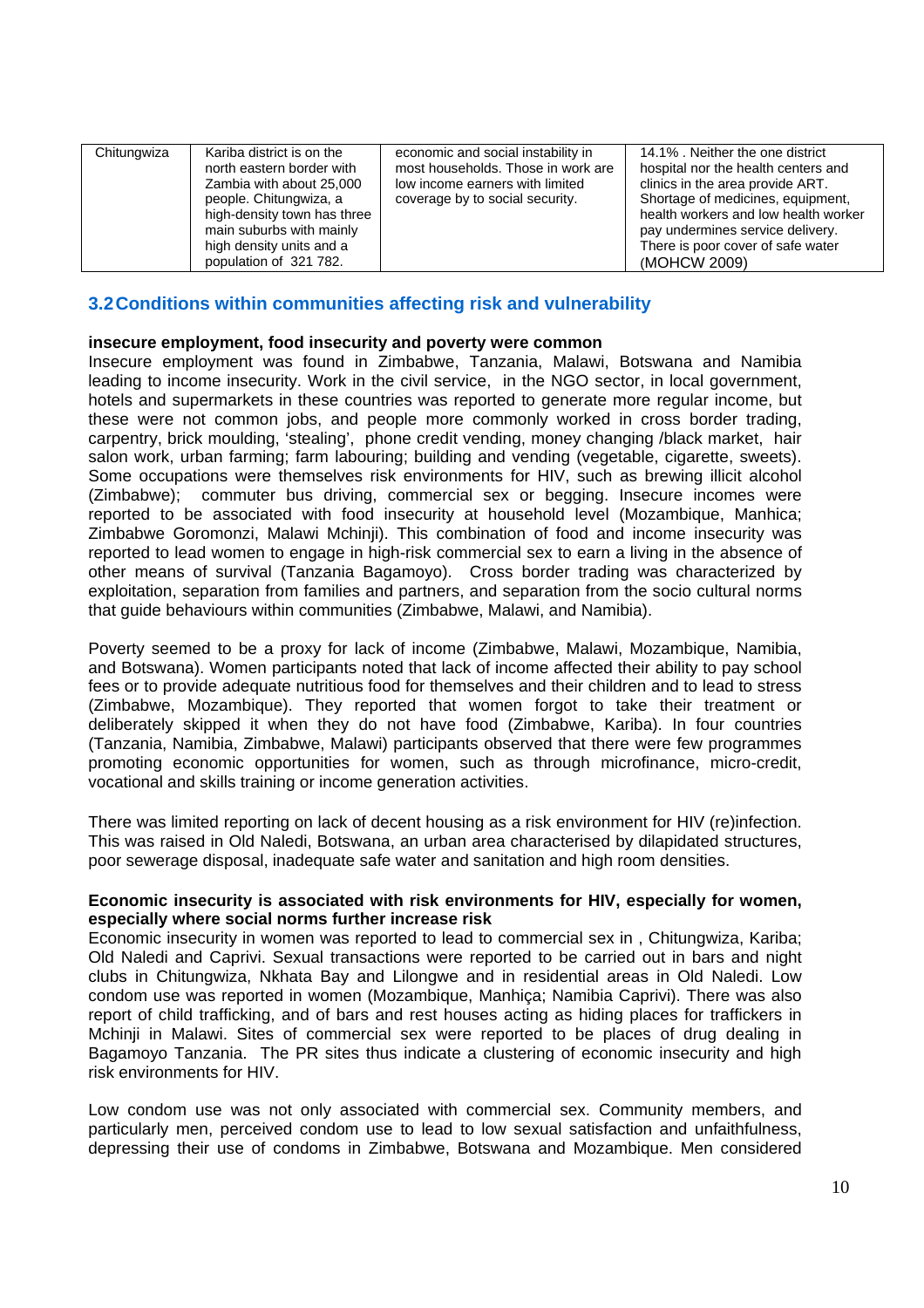| Chitungwiza | Kariba district is on the north eastern border with Zambia with about 25,000 people. Chitungwiza, a high-density town has three main suburbs with mainly high density units and a population of 321 782. | economic and social instability in most households. Those in work are low income earners with limited coverage by to social security. | 14.1% . Neither the one district hospital nor the health centers and clinics in the area provide ART. Shortage of medicines, equipment, health workers and low health worker pay undermines service delivery. There is poor cover of safe water (MOHCW 2009) |
|---|---|---|---|

## 3.2 Conditions within communities affecting risk and vulnerability

**insecure employment, food insecurity and poverty were common**

Insecure employment was found in Zimbabwe, Tanzania, Malawi, Botswana and Namibia leading to income insecurity. Work in the civil service, in the NGO sector, in local government, hotels and supermarkets in these countries was reported to generate more regular income, but these were not common jobs, and people more commonly worked in cross border trading, carpentry, brick moulding, 'stealing', phone credit vending, money changing /black market, hair salon work, urban farming; farm labouring; building and vending (vegetable, cigarette, sweets). Some occupations were themselves risk environments for HIV, such as brewing illicit alcohol (Zimbabwe); commuter bus driving, commercial sex or begging. Insecure incomes were reported to be associated with food insecurity at household level (Mozambique, Manhica; Zimbabwe Goromonzi, Malawi Mchinji). This combination of food and income insecurity was reported to lead women to engage in high-risk commercial sex to earn a living in the absence of other means of survival (Tanzania Bagamoyo). Cross border trading was characterized by exploitation, separation from families and partners, and separation from the socio cultural norms that guide behaviours within communities (Zimbabwe, Malawi, and Namibia).

Poverty seemed to be a proxy for lack of income (Zimbabwe, Malawi, Mozambique, Namibia, and Botswana). Women participants noted that lack of income affected their ability to pay school fees or to provide adequate nutritious food for themselves and their children and to lead to stress (Zimbabwe, Mozambique). They reported that women forgot to take their treatment or deliberately skipped it when they do not have food (Zimbabwe, Kariba). In four countries (Tanzania, Namibia, Zimbabwe, Malawi) participants observed that there were few programmes promoting economic opportunities for women, such as through microfinance, micro-credit, vocational and skills training or income generation activities.

There was limited reporting on lack of decent housing as a risk environment for HIV (re)infection. This was raised in Old Naledi, Botswana, an urban area characterised by dilapidated structures, poor sewerage disposal, inadequate safe water and sanitation and high room densities.

**Economic insecurity is associated with risk environments for HIV, especially for women, especially where social norms further increase risk**

Economic insecurity in women was reported to lead to commercial sex in , Chitungwiza, Kariba; Old Naledi and Caprivi. Sexual transactions were reported to be carried out in bars and night clubs in Chitungwiza, Nkhata Bay and Lilongwe and in residential areas in Old Naledi. Low condom use was reported in women (Mozambique, Manhiça; Namibia Caprivi). There was also report of child trafficking, and of bars and rest houses acting as hiding places for traffickers in Mchinji in Malawi. Sites of commercial sex were reported to be places of drug dealing in Bagamoyo Tanzania. The PR sites thus indicate a clustering of economic insecurity and high risk environments for HIV.

Low condom use was not only associated with commercial sex. Community members, and particularly men, perceived condom use to lead to low sexual satisfaction and unfaithfulness, depressing their use of condoms in Zimbabwe, Botswana and Mozambique. Men considered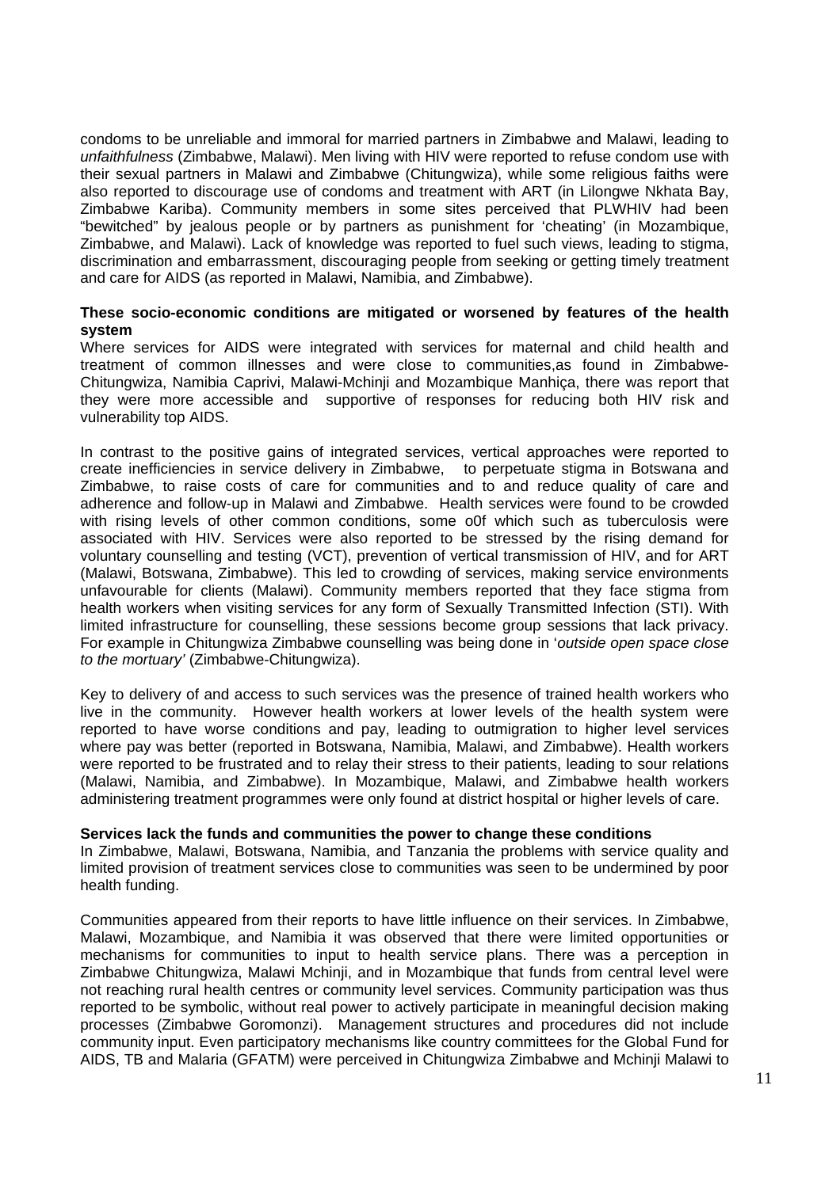condoms to be unreliable and immoral for married partners in Zimbabwe and Malawi, leading to *unfaithfulness* (Zimbabwe, Malawi). Men living with HIV were reported to refuse condom use with their sexual partners in Malawi and Zimbabwe (Chitungwiza), while some religious faiths were also reported to discourage use of condoms and treatment with ART (in Lilongwe Nkhata Bay, Zimbabwe Kariba). Community members in some sites perceived that PLWHIV had been "bewitched" by jealous people or by partners as punishment for 'cheating' (in Mozambique, Zimbabwe, and Malawi). Lack of knowledge was reported to fuel such views, leading to stigma, discrimination and embarrassment, discouraging people from seeking or getting timely treatment and care for AIDS (as reported in Malawi, Namibia, and Zimbabwe).

**These socio-economic conditions are mitigated or worsened by features of the health system**

Where services for AIDS were integrated with services for maternal and child health and treatment of common illnesses and were close to communities,as found in Zimbabwe-Chitungwiza, Namibia Caprivi, Malawi-Mchinji and Mozambique Manhiça, there was report that they were more accessible and supportive of responses for reducing both HIV risk and vulnerability top AIDS.

In contrast to the positive gains of integrated services, vertical approaches were reported to create inefficiencies in service delivery in Zimbabwe, to perpetuate stigma in Botswana and Zimbabwe, to raise costs of care for communities and to and reduce quality of care and adherence and follow-up in Malawi and Zimbabwe. Health services were found to be crowded with rising levels of other common conditions, some o0f which such as tuberculosis were associated with HIV. Services were also reported to be stressed by the rising demand for voluntary counselling and testing (VCT), prevention of vertical transmission of HIV, and for ART (Malawi, Botswana, Zimbabwe). This led to crowding of services, making service environments unfavourable for clients (Malawi). Community members reported that they face stigma from health workers when visiting services for any form of Sexually Transmitted Infection (STI). With limited infrastructure for counselling, these sessions become group sessions that lack privacy. For example in Chitungwiza Zimbabwe counselling was being done in '*outside open space close to the mortuary'* (Zimbabwe-Chitungwiza).

Key to delivery of and access to such services was the presence of trained health workers who live in the community. However health workers at lower levels of the health system were reported to have worse conditions and pay, leading to outmigration to higher level services where pay was better (reported in Botswana, Namibia, Malawi, and Zimbabwe). Health workers were reported to be frustrated and to relay their stress to their patients, leading to sour relations (Malawi, Namibia, and Zimbabwe). In Mozambique, Malawi, and Zimbabwe health workers administering treatment programmes were only found at district hospital or higher levels of care.

**Services lack the funds and communities the power to change these conditions**

In Zimbabwe, Malawi, Botswana, Namibia, and Tanzania the problems with service quality and limited provision of treatment services close to communities was seen to be undermined by poor health funding.

Communities appeared from their reports to have little influence on their services. In Zimbabwe, Malawi, Mozambique, and Namibia it was observed that there were limited opportunities or mechanisms for communities to input to health service plans. There was a perception in Zimbabwe Chitungwiza, Malawi Mchinji, and in Mozambique that funds from central level were not reaching rural health centres or community level services. Community participation was thus reported to be symbolic, without real power to actively participate in meaningful decision making processes (Zimbabwe Goromonzi). Management structures and procedures did not include community input. Even participatory mechanisms like country committees for the Global Fund for AIDS, TB and Malaria (GFATM) were perceived in Chitungwiza Zimbabwe and Mchinji Malawi to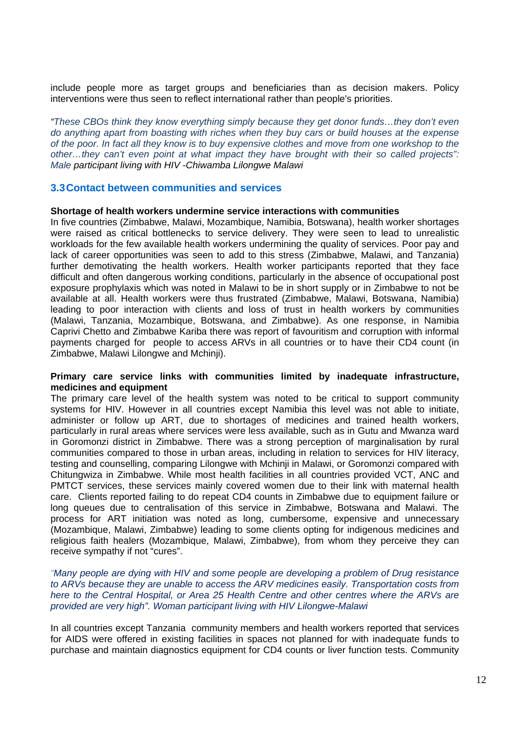include people more as target groups and beneficiaries than as decision makers. Policy interventions were thus seen to reflect international rather than people's priorities.

*"These CBOs think they know everything simply because they get donor funds…they don't even do anything apart from boasting with riches when they buy cars or build houses at the expense of the poor. In fact all they know is to buy expensive clothes and move from one workshop to the other…they can't even point at what impact they have brought with their so called projects": Male participant living with HIV -Chiwamba Lilongwe Malawi*

### 3.3 Contact between communities and services

**Shortage of health workers undermine service interactions with communities**
In five countries (Zimbabwe, Malawi, Mozambique, Namibia, Botswana), health worker shortages were raised as critical bottlenecks to service delivery. They were seen to lead to unrealistic workloads for the few available health workers undermining the quality of services. Poor pay and lack of career opportunities was seen to add to this stress (Zimbabwe, Malawi, and Tanzania) further demotivating the health workers. Health worker participants reported that they face difficult and often dangerous working conditions, particularly in the absence of occupational post exposure prophylaxis which was noted in Malawi to be in short supply or in Zimbabwe to not be available at all. Health workers were thus frustrated (Zimbabwe, Malawi, Botswana, Namibia) leading to poor interaction with clients and loss of trust in health workers by communities (Malawi, Tanzania, Mozambique, Botswana, and Zimbabwe). As one response, in Namibia Caprivi Chetto and Zimbabwe Kariba there was report of favouritism and corruption with informal payments charged for people to access ARVs in all countries or to have their CD4 count (in Zimbabwe, Malawi Lilongwe and Mchinji).

**Primary care service links with communities limited by inadequate infrastructure, medicines and equipment**
The primary care level of the health system was noted to be critical to support community systems for HIV. However in all countries except Namibia this level was not able to initiate, administer or follow up ART, due to shortages of medicines and trained health workers, particularly in rural areas where services were less available, such as in Gutu and Mwanza ward in Goromonzi district in Zimbabwe. There was a strong perception of marginalisation by rural communities compared to those in urban areas, including in relation to services for HIV literacy, testing and counselling, comparing Lilongwe with Mchinji in Malawi, or Goromonzi compared with Chitungwiza in Zimbabwe. While most health facilities in all countries provided VCT, ANC and PMTCT services, these services mainly covered women due to their link with maternal health care. Clients reported failing to do repeat CD4 counts in Zimbabwe due to equipment failure or long queues due to centralisation of this service in Zimbabwe, Botswana and Malawi. The process for ART initiation was noted as long, cumbersome, expensive and unnecessary (Mozambique, Malawi, Zimbabwe) leading to some clients opting for indigenous medicines and religious faith healers (Mozambique, Malawi, Zimbabwe), from whom they perceive they can receive sympathy if not "cures".

*"Many people are dying with HIV and some people are developing a problem of Drug resistance to ARVs because they are unable to access the ARV medicines easily. Transportation costs from here to the Central Hospital, or Area 25 Health Centre and other centres where the ARVs are provided are very high". Woman participant living with HIV Lilongwe-Malawi*

In all countries except Tanzania community members and health workers reported that services for AIDS were offered in existing facilities in spaces not planned for with inadequate funds to purchase and maintain diagnostics equipment for CD4 counts or liver function tests. Community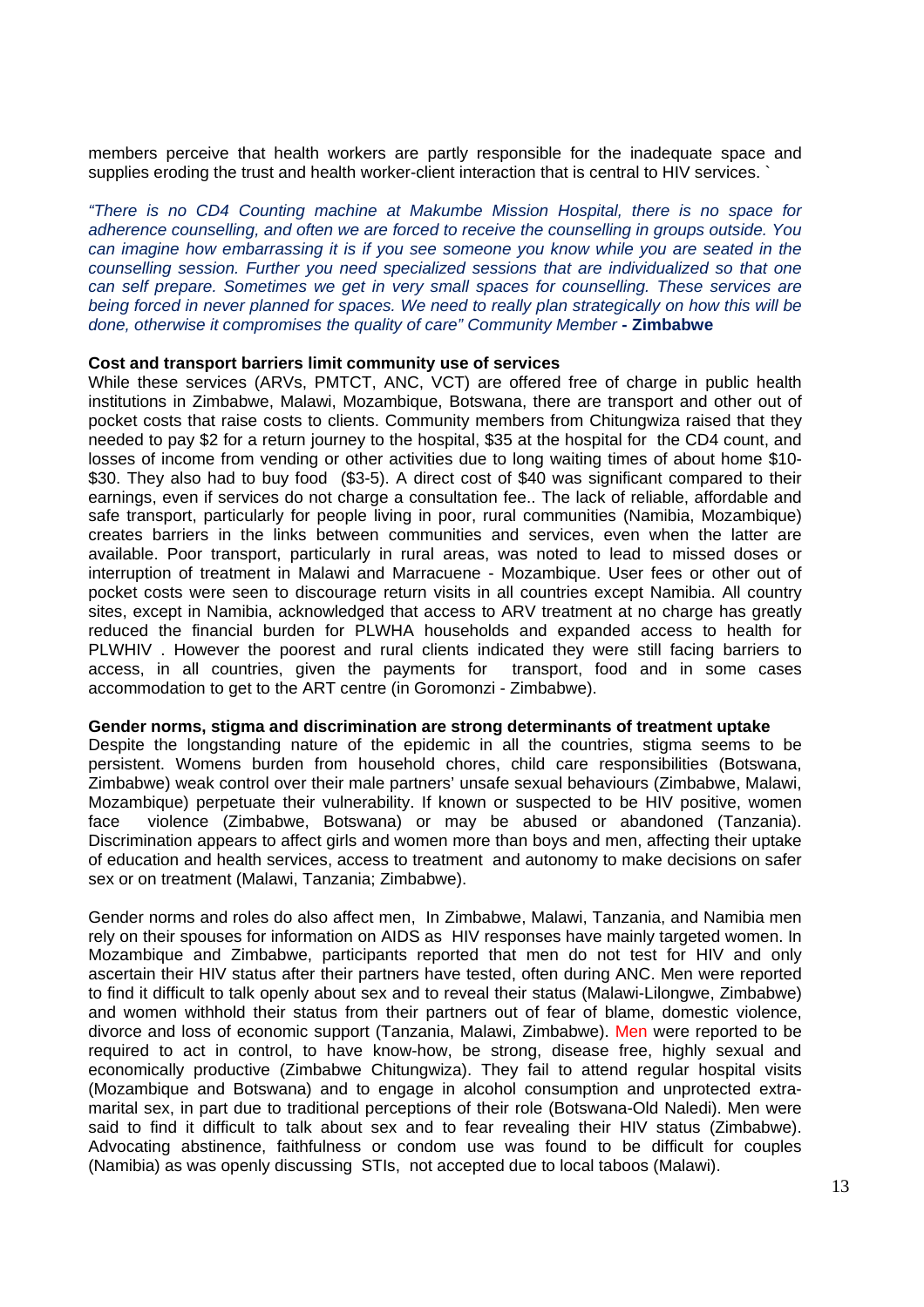members perceive that health workers are partly responsible for the inadequate space and supplies eroding the trust and health worker-client interaction that is central to HIV services. `

*"There is no CD4 Counting machine at Makumbe Mission Hospital, there is no space for adherence counselling, and often we are forced to receive the counselling in groups outside. You can imagine how embarrassing it is if you see someone you know while you are seated in the counselling session. Further you need specialized sessions that are individualized so that one can self prepare. Sometimes we get in very small spaces for counselling. These services are being forced in never planned for spaces. We need to really plan strategically on how this will be done, otherwise it compromises the quality of care" Community Member* **- Zimbabwe**

**Cost and transport barriers limit community use of services**

While these services (ARVs, PMTCT, ANC, VCT) are offered free of charge in public health institutions in Zimbabwe, Malawi, Mozambique, Botswana, there are transport and other out of pocket costs that raise costs to clients. Community members from Chitungwiza raised that they needed to pay $2 for a return journey to the hospital, $35 at the hospital for the CD4 count, and losses of income from vending or other activities due to long waiting times of about home $10-$30. They also had to buy food ($3-5). A direct cost of $40 was significant compared to their earnings, even if services do not charge a consultation fee.. The lack of reliable, affordable and safe transport, particularly for people living in poor, rural communities (Namibia, Mozambique) creates barriers in the links between communities and services, even when the latter are available. Poor transport, particularly in rural areas, was noted to lead to missed doses or interruption of treatment in Malawi and Marracuene - Mozambique. User fees or other out of pocket costs were seen to discourage return visits in all countries except Namibia. All country sites, except in Namibia, acknowledged that access to ARV treatment at no charge has greatly reduced the financial burden for PLWHA households and expanded access to health for PLWHIV . However the poorest and rural clients indicated they were still facing barriers to access, in all countries, given the payments for transport, food and in some cases accommodation to get to the ART centre (in Goromonzi - Zimbabwe).

**Gender norms, stigma and discrimination are strong determinants of treatment uptake**

Despite the longstanding nature of the epidemic in all the countries, stigma seems to be persistent. Womens burden from household chores, child care responsibilities (Botswana, Zimbabwe) weak control over their male partners' unsafe sexual behaviours (Zimbabwe, Malawi, Mozambique) perpetuate their vulnerability. If known or suspected to be HIV positive, women face violence (Zimbabwe, Botswana) or may be abused or abandoned (Tanzania). Discrimination appears to affect girls and women more than boys and men, affecting their uptake of education and health services, access to treatment and autonomy to make decisions on safer sex or on treatment (Malawi, Tanzania; Zimbabwe).

Gender norms and roles do also affect men, In Zimbabwe, Malawi, Tanzania, and Namibia men rely on their spouses for information on AIDS as HIV responses have mainly targeted women. In Mozambique and Zimbabwe, participants reported that men do not test for HIV and only ascertain their HIV status after their partners have tested, often during ANC. Men were reported to find it difficult to talk openly about sex and to reveal their status (Malawi-Lilongwe, Zimbabwe) and women withhold their status from their partners out of fear of blame, domestic violence, divorce and loss of economic support (Tanzania, Malawi, Zimbabwe). Men were reported to be required to act in control, to have know-how, be strong, disease free, highly sexual and economically productive (Zimbabwe Chitungwiza). They fail to attend regular hospital visits (Mozambique and Botswana) and to engage in alcohol consumption and unprotected extra-marital sex, in part due to traditional perceptions of their role (Botswana-Old Naledi). Men were said to find it difficult to talk about sex and to fear revealing their HIV status (Zimbabwe). Advocating abstinence, faithfulness or condom use was found to be difficult for couples (Namibia) as was openly discussing STIs, not accepted due to local taboos (Malawi).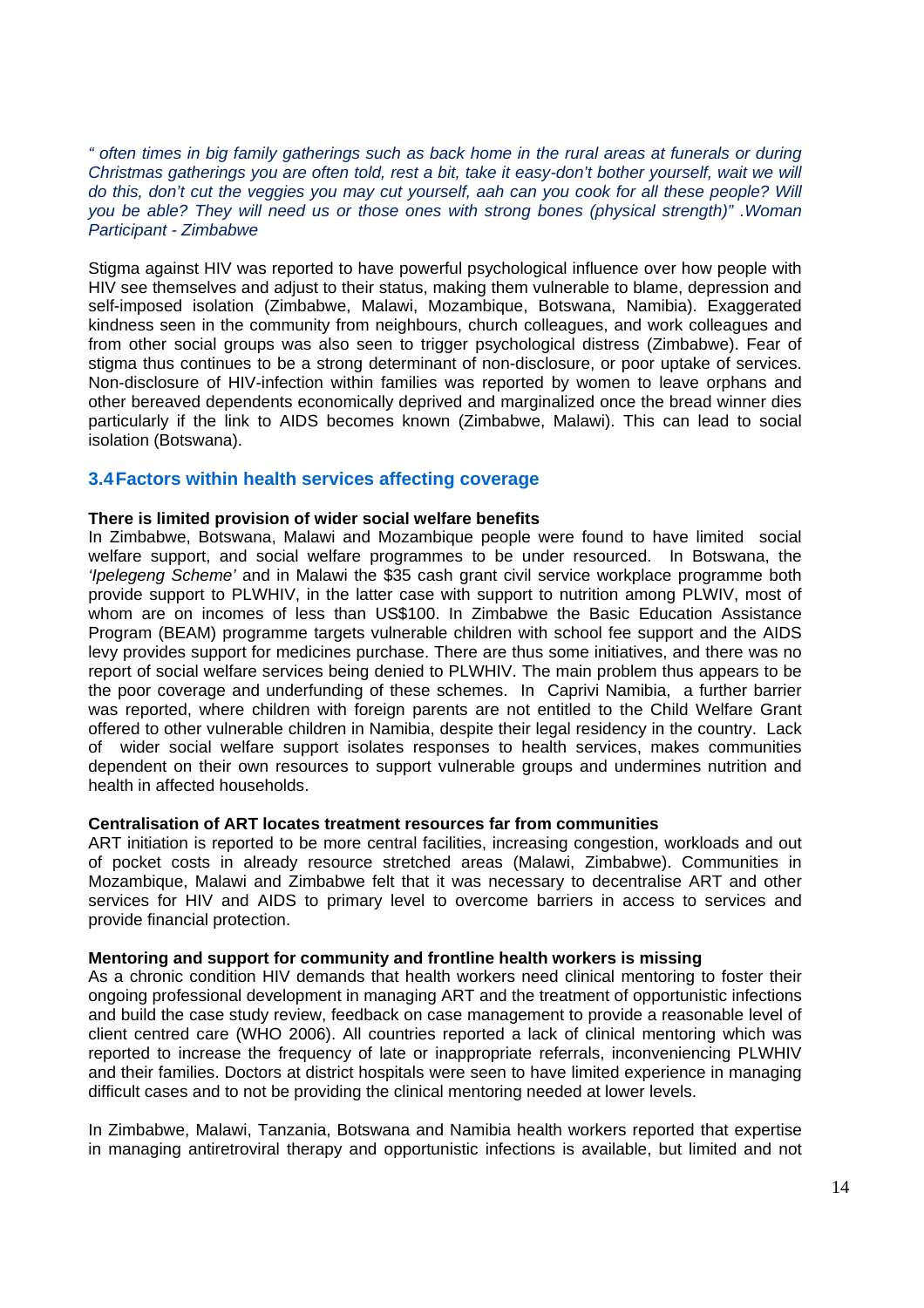*" often times in big family gatherings such as back home in the rural areas at funerals or during Christmas gatherings you are often told, rest a bit, take it easy-don't bother yourself, wait we will do this, don't cut the veggies you may cut yourself, aah can you cook for all these people? Will you be able? They will need us or those ones with strong bones (physical strength)" .Woman Participant - Zimbabwe*

Stigma against HIV was reported to have powerful psychological influence over how people with HIV see themselves and adjust to their status, making them vulnerable to blame, depression and self-imposed isolation (Zimbabwe, Malawi, Mozambique, Botswana, Namibia). Exaggerated kindness seen in the community from neighbours, church colleagues, and work colleagues and from other social groups was also seen to trigger psychological distress (Zimbabwe). Fear of stigma thus continues to be a strong determinant of non-disclosure, or poor uptake of services. Non-disclosure of HIV-infection within families was reported by women to leave orphans and other bereaved dependents economically deprived and marginalized once the bread winner dies particularly if the link to AIDS becomes known (Zimbabwe, Malawi). This can lead to social isolation (Botswana).

## 3.4 Factors within health services affecting coverage

**There is limited provision of wider social welfare benefits**

In Zimbabwe, Botswana, Malawi and Mozambique people were found to have limited social welfare support, and social welfare programmes to be under resourced. In Botswana, the *'Ipelegeng Scheme'* and in Malawi the $35 cash grant civil service workplace programme both provide support to PLWHIV, in the latter case with support to nutrition among PLWIV, most of whom are on incomes of less than US$100. In Zimbabwe the Basic Education Assistance Program (BEAM) programme targets vulnerable children with school fee support and the AIDS levy provides support for medicines purchase. There are thus some initiatives, and there was no report of social welfare services being denied to PLWHIV. The main problem thus appears to be the poor coverage and underfunding of these schemes. In Caprivi Namibia, a further barrier was reported, where children with foreign parents are not entitled to the Child Welfare Grant offered to other vulnerable children in Namibia, despite their legal residency in the country. Lack of wider social welfare support isolates responses to health services, makes communities dependent on their own resources to support vulnerable groups and undermines nutrition and health in affected households.

**Centralisation of ART locates treatment resources far from communities**

ART initiation is reported to be more central facilities, increasing congestion, workloads and out of pocket costs in already resource stretched areas (Malawi, Zimbabwe). Communities in Mozambique, Malawi and Zimbabwe felt that it was necessary to decentralise ART and other services for HIV and AIDS to primary level to overcome barriers in access to services and provide financial protection.

**Mentoring and support for community and frontline health workers is missing**

As a chronic condition HIV demands that health workers need clinical mentoring to foster their ongoing professional development in managing ART and the treatment of opportunistic infections and build the case study review, feedback on case management to provide a reasonable level of client centred care (WHO 2006). All countries reported a lack of clinical mentoring which was reported to increase the frequency of late or inappropriate referrals, inconveniencing PLWHIV and their families. Doctors at district hospitals were seen to have limited experience in managing difficult cases and to not be providing the clinical mentoring needed at lower levels.

In Zimbabwe, Malawi, Tanzania, Botswana and Namibia health workers reported that expertise in managing antiretroviral therapy and opportunistic infections is available, but limited and not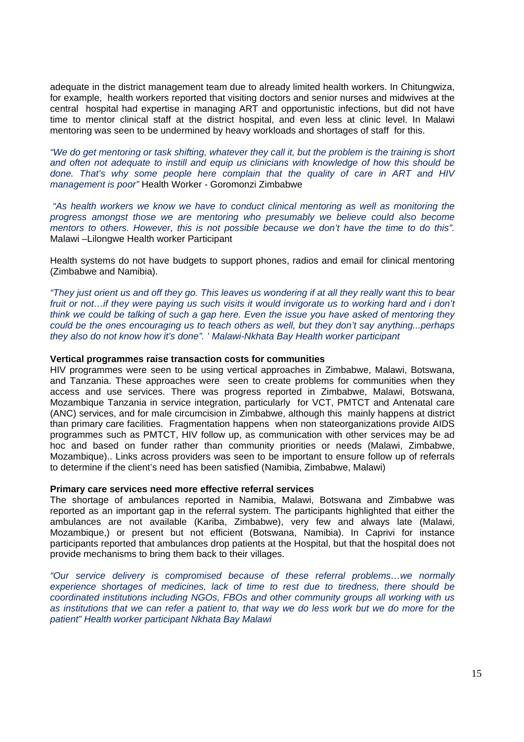adequate in the district management team due to already limited health workers. In Chitungwiza, for example, health workers reported that visiting doctors and senior nurses and midwives at the central hospital had expertise in managing ART and opportunistic infections, but did not have time to mentor clinical staff at the district hospital, and even less at clinic level. In Malawi mentoring was seen to be undermined by heavy workloads and shortages of staff for this.

*"We do get mentoring or task shifting, whatever they call it, but the problem is the training is short and often not adequate to instill and equip us clinicians with knowledge of how this should be done. That's why some people here complain that the quality of care in ART and HIV management is poor"* Health Worker - Goromonzi Zimbabwe

*"As health workers we know we have to conduct clinical mentoring as well as monitoring the progress amongst those we are mentoring who presumably we believe could also become mentors to others. However, this is not possible because we don't have the time to do this".* Malawi –Lilongwe Health worker Participant

Health systems do not have budgets to support phones, radios and email for clinical mentoring (Zimbabwe and Namibia).

*"They just orient us and off they go. This leaves us wondering if at all they really want this to bear fruit or not…if they were paying us such visits it would invigorate us to working hard and i don't think we could be talking of such a gap here. Even the issue you have asked of mentoring they could be the ones encouraging us to teach others as well, but they don't say anything...perhaps they also do not know how it's done". ' Malawi-Nkhata Bay Health worker participant*

**Vertical programmes raise transaction costs for communities**

HIV programmes were seen to be using vertical approaches in Zimbabwe, Malawi, Botswana, and Tanzania. These approaches were seen to create problems for communities when they access and use services. There was progress reported in Zimbabwe, Malawi, Botswana, Mozambique Tanzania in service integration, particularly for VCT, PMTCT and Antenatal care (ANC) services, and for male circumcision in Zimbabwe, although this mainly happens at district than primary care facilities. Fragmentation happens when non stateorganizations provide AIDS programmes such as PMTCT, HIV follow up, as communication with other services may be ad hoc and based on funder rather than community priorities or needs (Malawi, Zimbabwe, Mozambique).. Links across providers was seen to be important to ensure follow up of referrals to determine if the client's need has been satisfied (Namibia, Zimbabwe, Malawi)

**Primary care services need more effective referral services**

The shortage of ambulances reported in Namibia, Malawi, Botswana and Zimbabwe was reported as an important gap in the referral system. The participants highlighted that either the ambulances are not available (Kariba, Zimbabwe), very few and always late (Malawi, Mozambique,) or present but not efficient (Botswana, Namibia). In Caprivi for instance participants reported that ambulances drop patients at the Hospital, but that the hospital does not provide mechanisms to bring them back to their villages.

*"Our service delivery is compromised because of these referral problems…we normally experience shortages of medicines, lack of time to rest due to tiredness, there should be coordinated institutions including NGOs, FBOs and other community groups all working with us as institutions that we can refer a patient to, that way we do less work but we do more for the patient" Health worker participant Nkhata Bay Malawi*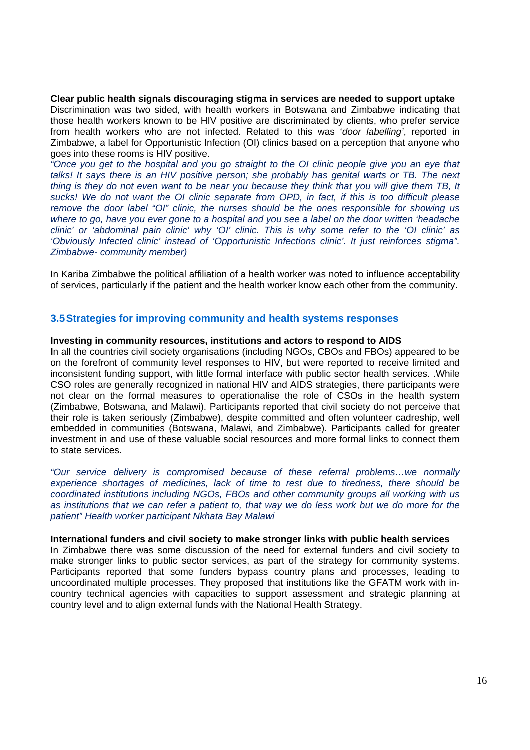**Clear public health signals discouraging stigma in services are needed to support uptake**

Discrimination was two sided, with health workers in Botswana and Zimbabwe indicating that those health workers known to be HIV positive are discriminated by clients, who prefer service from health workers who are not infected. Related to this was '*door labelling*', reported in Zimbabwe, a label for Opportunistic Infection (OI) clinics based on a perception that anyone who goes into these rooms is HIV positive.

*"Once you get to the hospital and you go straight to the OI clinic people give you an eye that talks! It says there is an HIV positive person; she probably has genital warts or TB. The next thing is they do not even want to be near you because they think that you will give them TB, It sucks! We do not want the OI clinic separate from OPD, in fact, if this is too difficult please remove the door label "OI" clinic, the nurses should be the ones responsible for showing us where to go, have you ever gone to a hospital and you see a label on the door written 'headache clinic' or 'abdominal pain clinic' why 'OI' clinic. This is why some refer to the 'OI clinic' as 'Obviously Infected clinic' instead of 'Opportunistic Infections clinic'. It just reinforces stigma". Zimbabwe- community member)*

In Kariba Zimbabwe the political affiliation of a health worker was noted to influence acceptability of services, particularly if the patient and the health worker know each other from the community.

## 3.5 Strategies for improving community and health systems responses

**Investing in community resources, institutions and actors to respond to AIDS**

In all the countries civil society organisations (including NGOs, CBOs and FBOs) appeared to be on the forefront of community level responses to HIV, but were reported to receive limited and inconsistent funding support, with little formal interface with public sector health services. .While CSO roles are generally recognized in national HIV and AIDS strategies, there participants were not clear on the formal measures to operationalise the role of CSOs in the health system (Zimbabwe, Botswana, and Malawi). Participants reported that civil society do not perceive that their role is taken seriously (Zimbabwe), despite committed and often volunteer cadreship, well embedded in communities (Botswana, Malawi, and Zimbabwe). Participants called for greater investment in and use of these valuable social resources and more formal links to connect them to state services.

*"Our service delivery is compromised because of these referral problems…we normally experience shortages of medicines, lack of time to rest due to tiredness, there should be coordinated institutions including NGOs, FBOs and other community groups all working with us as institutions that we can refer a patient to, that way we do less work but we do more for the patient" Health worker participant Nkhata Bay Malawi*

**International funders and civil society to make stronger links with public health services**

In Zimbabwe there was some discussion of the need for external funders and civil society to make stronger links to public sector services, as part of the strategy for community systems. Participants reported that some funders bypass country plans and processes, leading to uncoordinated multiple processes. They proposed that institutions like the GFATM work with in-country technical agencies with capacities to support assessment and strategic planning at country level and to align external funds with the National Health Strategy.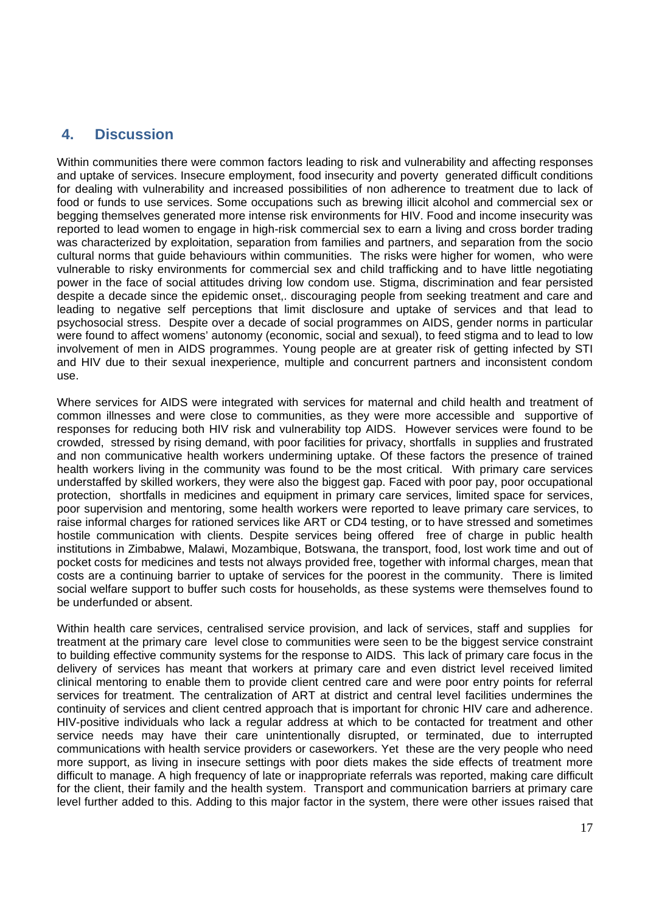## 4. Discussion

Within communities there were common factors leading to risk and vulnerability and affecting responses and uptake of services. Insecure employment, food insecurity and poverty generated difficult conditions for dealing with vulnerability and increased possibilities of non adherence to treatment due to lack of food or funds to use services. Some occupations such as brewing illicit alcohol and commercial sex or begging themselves generated more intense risk environments for HIV. Food and income insecurity was reported to lead women to engage in high-risk commercial sex to earn a living and cross border trading was characterized by exploitation, separation from families and partners, and separation from the socio cultural norms that guide behaviours within communities. The risks were higher for women, who were vulnerable to risky environments for commercial sex and child trafficking and to have little negotiating power in the face of social attitudes driving low condom use. Stigma, discrimination and fear persisted despite a decade since the epidemic onset,. discouraging people from seeking treatment and care and leading to negative self perceptions that limit disclosure and uptake of services and that lead to psychosocial stress. Despite over a decade of social programmes on AIDS, gender norms in particular were found to affect womens' autonomy (economic, social and sexual), to feed stigma and to lead to low involvement of men in AIDS programmes. Young people are at greater risk of getting infected by STI and HIV due to their sexual inexperience, multiple and concurrent partners and inconsistent condom use.

Where services for AIDS were integrated with services for maternal and child health and treatment of common illnesses and were close to communities, as they were more accessible and supportive of responses for reducing both HIV risk and vulnerability top AIDS. However services were found to be crowded, stressed by rising demand, with poor facilities for privacy, shortfalls in supplies and frustrated and non communicative health workers undermining uptake. Of these factors the presence of trained health workers living in the community was found to be the most critical. With primary care services understaffed by skilled workers, they were also the biggest gap. Faced with poor pay, poor occupational protection, shortfalls in medicines and equipment in primary care services, limited space for services, poor supervision and mentoring, some health workers were reported to leave primary care services, to raise informal charges for rationed services like ART or CD4 testing, or to have stressed and sometimes hostile communication with clients. Despite services being offered free of charge in public health institutions in Zimbabwe, Malawi, Mozambique, Botswana, the transport, food, lost work time and out of pocket costs for medicines and tests not always provided free, together with informal charges, mean that costs are a continuing barrier to uptake of services for the poorest in the community. There is limited social welfare support to buffer such costs for households, as these systems were themselves found to be underfunded or absent.

Within health care services, centralised service provision, and lack of services, staff and supplies for treatment at the primary care level close to communities were seen to be the biggest service constraint to building effective community systems for the response to AIDS. This lack of primary care focus in the delivery of services has meant that workers at primary care and even district level received limited clinical mentoring to enable them to provide client centred care and were poor entry points for referral services for treatment. The centralization of ART at district and central level facilities undermines the continuity of services and client centred approach that is important for chronic HIV care and adherence. HIV-positive individuals who lack a regular address at which to be contacted for treatment and other service needs may have their care unintentionally disrupted, or terminated, due to interrupted communications with health service providers or caseworkers. Yet these are the very people who need more support, as living in insecure settings with poor diets makes the side effects of treatment more difficult to manage. A high frequency of late or inappropriate referrals was reported, making care difficult for the client, their family and the health system. Transport and communication barriers at primary care level further added to this. Adding to this major factor in the system, there were other issues raised that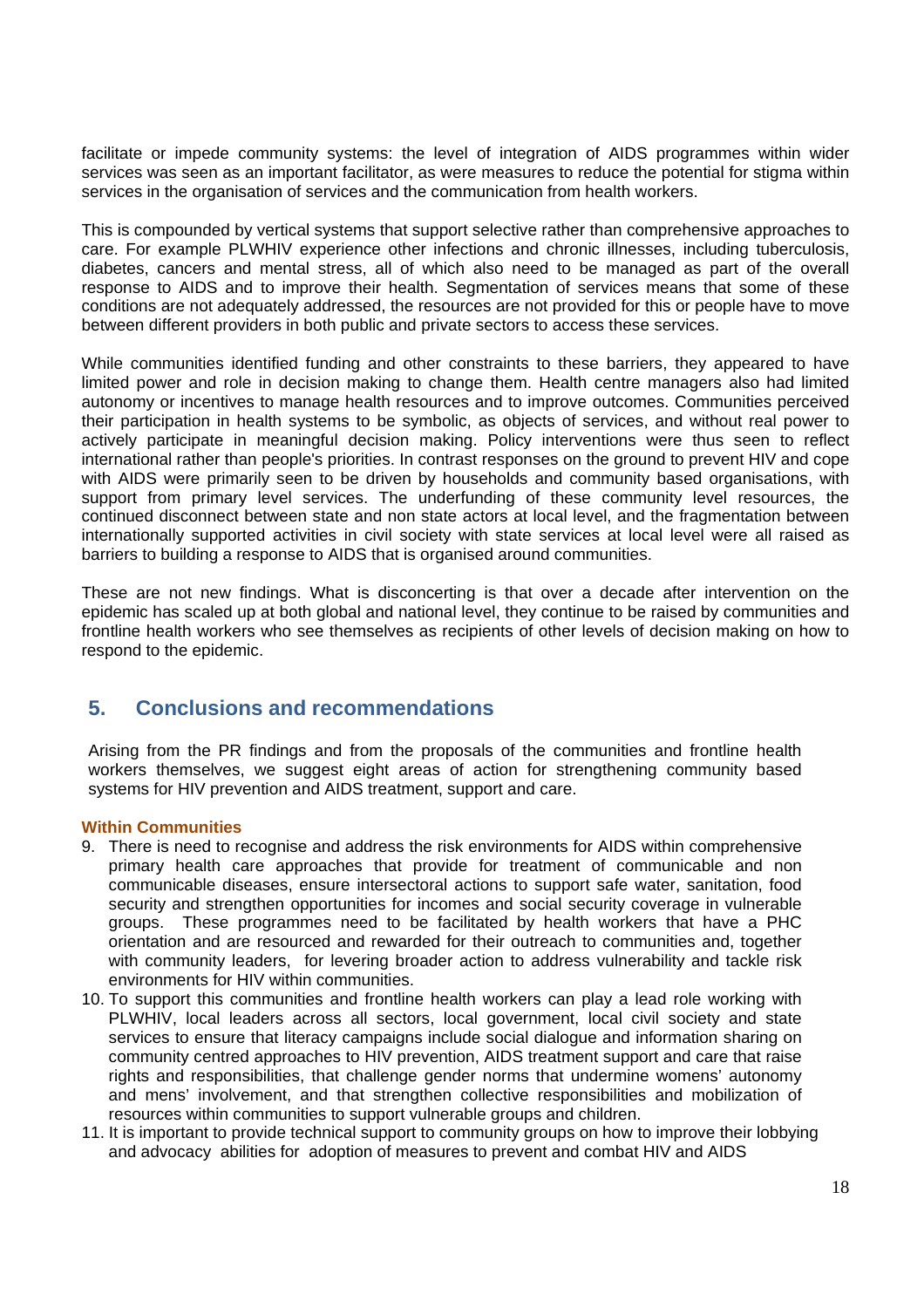facilitate or impede community systems: the level of integration of AIDS programmes within wider services was seen as an important facilitator, as were measures to reduce the potential for stigma within services in the organisation of services and the communication from health workers.

This is compounded by vertical systems that support selective rather than comprehensive approaches to care. For example PLWHIV experience other infections and chronic illnesses, including tuberculosis, diabetes, cancers and mental stress, all of which also need to be managed as part of the overall response to AIDS and to improve their health. Segmentation of services means that some of these conditions are not adequately addressed, the resources are not provided for this or people have to move between different providers in both public and private sectors to access these services.

While communities identified funding and other constraints to these barriers, they appeared to have limited power and role in decision making to change them. Health centre managers also had limited autonomy or incentives to manage health resources and to improve outcomes. Communities perceived their participation in health systems to be symbolic, as objects of services, and without real power to actively participate in meaningful decision making. Policy interventions were thus seen to reflect international rather than people's priorities. In contrast responses on the ground to prevent HIV and cope with AIDS were primarily seen to be driven by households and community based organisations, with support from primary level services. The underfunding of these community level resources, the continued disconnect between state and non state actors at local level, and the fragmentation between internationally supported activities in civil society with state services at local level were all raised as barriers to building a response to AIDS that is organised around communities.

These are not new findings. What is disconcerting is that over a decade after intervention on the epidemic has scaled up at both global and national level, they continue to be raised by communities and frontline health workers who see themselves as recipients of other levels of decision making on how to respond to the epidemic.

## 5. Conclusions and recommendations

Arising from the PR findings and from the proposals of the communities and frontline health workers themselves, we suggest eight areas of action for strengthening community based systems for HIV prevention and AIDS treatment, support and care.

**Within Communities**

9. There is need to recognise and address the risk environments for AIDS within comprehensive primary health care approaches that provide for treatment of communicable and non communicable diseases, ensure intersectoral actions to support safe water, sanitation, food security and strengthen opportunities for incomes and social security coverage in vulnerable groups. These programmes need to be facilitated by health workers that have a PHC orientation and are resourced and rewarded for their outreach to communities and, together with community leaders, for levering broader action to address vulnerability and tackle risk environments for HIV within communities.
10. To support this communities and frontline health workers can play a lead role working with PLWHIV, local leaders across all sectors, local government, local civil society and state services to ensure that literacy campaigns include social dialogue and information sharing on community centred approaches to HIV prevention, AIDS treatment support and care that raise rights and responsibilities, that challenge gender norms that undermine womens' autonomy and mens' involvement, and that strengthen collective responsibilities and mobilization of resources within communities to support vulnerable groups and children.
11. It is important to provide technical support to community groups on how to improve their lobbying and advocacy abilities for adoption of measures to prevent and combat HIV and AIDS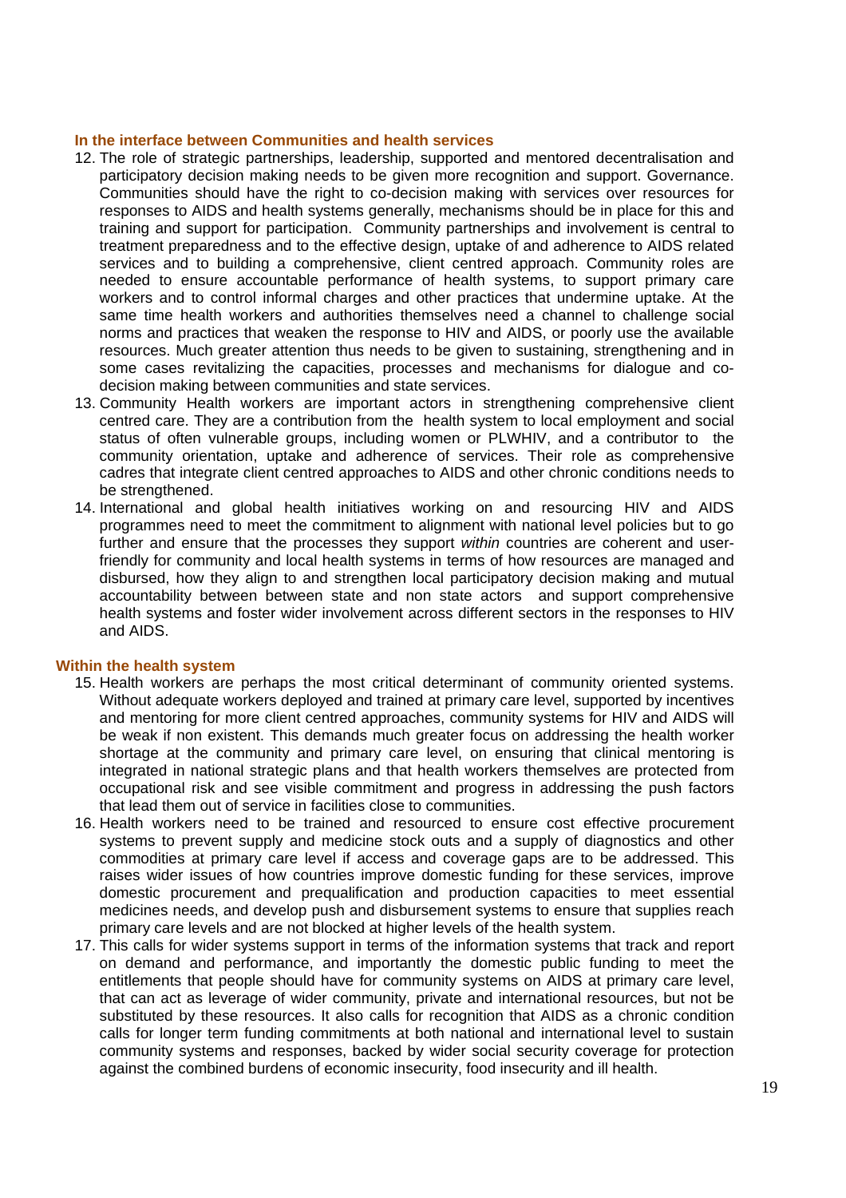### In the interface between Communities and health services

12. The role of strategic partnerships, leadership, supported and mentored decentralisation and participatory decision making needs to be given more recognition and support. Governance. Communities should have the right to co-decision making with services over resources for responses to AIDS and health systems generally, mechanisms should be in place for this and training and support for participation. Community partnerships and involvement is central to treatment preparedness and to the effective design, uptake of and adherence to AIDS related services and to building a comprehensive, client centred approach. Community roles are needed to ensure accountable performance of health systems, to support primary care workers and to control informal charges and other practices that undermine uptake. At the same time health workers and authorities themselves need a channel to challenge social norms and practices that weaken the response to HIV and AIDS, or poorly use the available resources. Much greater attention thus needs to be given to sustaining, strengthening and in some cases revitalizing the capacities, processes and mechanisms for dialogue and co-decision making between communities and state services.
13. Community Health workers are important actors in strengthening comprehensive client centred care. They are a contribution from the health system to local employment and social status of often vulnerable groups, including women or PLWHIV, and a contributor to the community orientation, uptake and adherence of services. Their role as comprehensive cadres that integrate client centred approaches to AIDS and other chronic conditions needs to be strengthened.
14. International and global health initiatives working on and resourcing HIV and AIDS programmes need to meet the commitment to alignment with national level policies but to go further and ensure that the processes they support *within* countries are coherent and user-friendly for community and local health systems in terms of how resources are managed and disbursed, how they align to and strengthen local participatory decision making and mutual accountability between between state and non state actors and support comprehensive health systems and foster wider involvement across different sectors in the responses to HIV and AIDS.

### Within the health system

15. Health workers are perhaps the most critical determinant of community oriented systems. Without adequate workers deployed and trained at primary care level, supported by incentives and mentoring for more client centred approaches, community systems for HIV and AIDS will be weak if non existent. This demands much greater focus on addressing the health worker shortage at the community and primary care level, on ensuring that clinical mentoring is integrated in national strategic plans and that health workers themselves are protected from occupational risk and see visible commitment and progress in addressing the push factors that lead them out of service in facilities close to communities.
16. Health workers need to be trained and resourced to ensure cost effective procurement systems to prevent supply and medicine stock outs and a supply of diagnostics and other commodities at primary care level if access and coverage gaps are to be addressed. This raises wider issues of how countries improve domestic funding for these services, improve domestic procurement and prequalification and production capacities to meet essential medicines needs, and develop push and disbursement systems to ensure that supplies reach primary care levels and are not blocked at higher levels of the health system.
17. This calls for wider systems support in terms of the information systems that track and report on demand and performance, and importantly the domestic public funding to meet the entitlements that people should have for community systems on AIDS at primary care level, that can act as leverage of wider community, private and international resources, but not be substituted by these resources. It also calls for recognition that AIDS as a chronic condition calls for longer term funding commitments at both national and international level to sustain community systems and responses, backed by wider social security coverage for protection against the combined burdens of economic insecurity, food insecurity and ill health.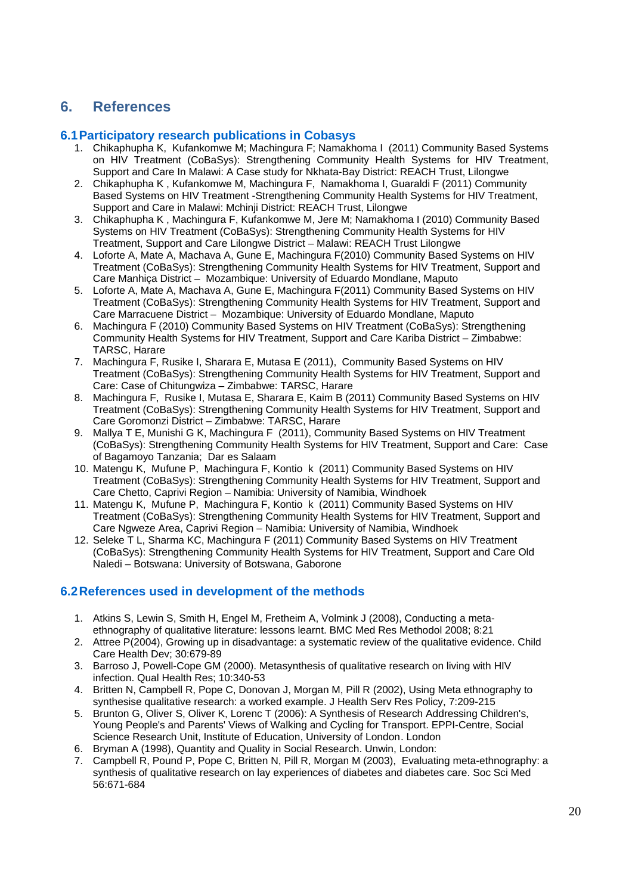# 6. References

## 6.1 Participatory research publications in Cobasys

1. Chikaphupha K, Kufankomwe M; Machingura F; Namakhoma I (2011) Community Based Systems on HIV Treatment (CoBaSys): Strengthening Community Health Systems for HIV Treatment, Support and Care In Malawi: A Case study for Nkhata-Bay District: REACH Trust, Lilongwe
2. Chikaphupha K , Kufankomwe M, Machingura F, Namakhoma I, Guaraldi F (2011) Community Based Systems on HIV Treatment -Strengthening Community Health Systems for HIV Treatment, Support and Care in Malawi: Mchinji District: REACH Trust, Lilongwe
3. Chikaphupha K , Machingura F, Kufankomwe M, Jere M; Namakhoma I (2010) Community Based Systems on HIV Treatment (CoBaSys): Strengthening Community Health Systems for HIV Treatment, Support and Care Lilongwe District – Malawi: REACH Trust Lilongwe
4. Loforte A, Mate A, Machava A, Gune E, Machingura F(2010) Community Based Systems on HIV Treatment (CoBaSys): Strengthening Community Health Systems for HIV Treatment, Support and Care Manhiça District – Mozambique: University of Eduardo Mondlane, Maputo
5. Loforte A, Mate A, Machava A, Gune E, Machingura F(2011) Community Based Systems on HIV Treatment (CoBaSys): Strengthening Community Health Systems for HIV Treatment, Support and Care Marracuene District – Mozambique: University of Eduardo Mondlane, Maputo
6. Machingura F (2010) Community Based Systems on HIV Treatment (CoBaSys): Strengthening Community Health Systems for HIV Treatment, Support and Care Kariba District – Zimbabwe: TARSC, Harare
7. Machingura F, Rusike I, Sharara E, Mutasa E (2011), Community Based Systems on HIV Treatment (CoBaSys): Strengthening Community Health Systems for HIV Treatment, Support and Care: Case of Chitungwiza – Zimbabwe: TARSC, Harare
8. Machingura F, Rusike I, Mutasa E, Sharara E, Kaim B (2011) Community Based Systems on HIV Treatment (CoBaSys): Strengthening Community Health Systems for HIV Treatment, Support and Care Goromonzi District – Zimbabwe: TARSC, Harare
9. Mallya T E, Munishi G K, Machingura F (2011), Community Based Systems on HIV Treatment (CoBaSys): Strengthening Community Health Systems for HIV Treatment, Support and Care: Case of Bagamoyo Tanzania; Dar es Salaam
10. Matengu K, Mufune P, Machingura F, Kontio k (2011) Community Based Systems on HIV Treatment (CoBaSys): Strengthening Community Health Systems for HIV Treatment, Support and Care Chetto, Caprivi Region – Namibia: University of Namibia, Windhoek
11. Matengu K, Mufune P, Machingura F, Kontio k (2011) Community Based Systems on HIV Treatment (CoBaSys): Strengthening Community Health Systems for HIV Treatment, Support and Care Ngweze Area, Caprivi Region – Namibia: University of Namibia, Windhoek
12. Seleke T L, Sharma KC, Machingura F (2011) Community Based Systems on HIV Treatment (CoBaSys): Strengthening Community Health Systems for HIV Treatment, Support and Care Old Naledi – Botswana: University of Botswana, Gaborone

## 6.2 References used in development of the methods

1. Atkins S, Lewin S, Smith H, Engel M, Fretheim A, Volmink J (2008), Conducting a meta-ethnography of qualitative literature: lessons learnt. BMC Med Res Methodol 2008; 8:21
2. Attree P(2004), Growing up in disadvantage: a systematic review of the qualitative evidence. Child Care Health Dev; 30:679-89
3. Barroso J, Powell-Cope GM (2000). Metasynthesis of qualitative research on living with HIV infection. Qual Health Res; 10:340-53
4. Britten N, Campbell R, Pope C, Donovan J, Morgan M, Pill R (2002), Using Meta ethnography to synthesise qualitative research: a worked example. J Health Serv Res Policy, 7:209-215
5. Brunton G, Oliver S, Oliver K, Lorenc T (2006): A Synthesis of Research Addressing Children's, Young People's and Parents' Views of Walking and Cycling for Transport. EPPI-Centre, Social Science Research Unit, Institute of Education, University of London. London
6. Bryman A (1998), Quantity and Quality in Social Research. Unwin, London:
7. Campbell R, Pound P, Pope C, Britten N, Pill R, Morgan M (2003), Evaluating meta-ethnography: a synthesis of qualitative research on lay experiences of diabetes and diabetes care. Soc Sci Med 56:671-684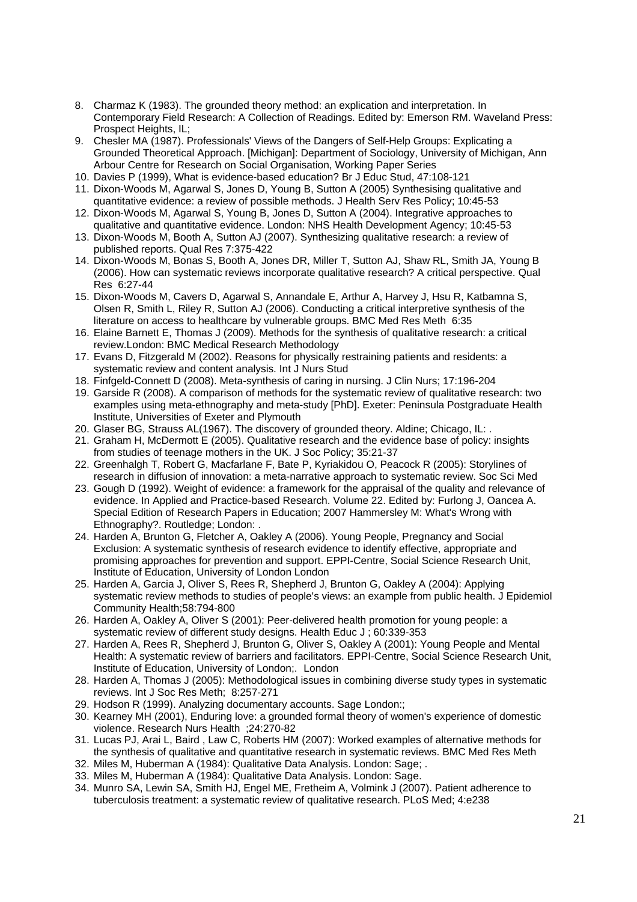8. Charmaz K (1983). The grounded theory method: an explication and interpretation. In Contemporary Field Research: A Collection of Readings. Edited by: Emerson RM. Waveland Press: Prospect Heights, IL;
9. Chesler MA (1987). Professionals' Views of the Dangers of Self-Help Groups: Explicating a Grounded Theoretical Approach. [Michigan]: Department of Sociology, University of Michigan, Ann Arbour Centre for Research on Social Organisation, Working Paper Series
10. Davies P (1999), What is evidence-based education? Br J Educ Stud, 47:108-121
11. Dixon-Woods M, Agarwal S, Jones D, Young B, Sutton A (2005) Synthesising qualitative and quantitative evidence: a review of possible methods. J Health Serv Res Policy; 10:45-53
12. Dixon-Woods M, Agarwal S, Young B, Jones D, Sutton A (2004). Integrative approaches to qualitative and quantitative evidence. London: NHS Health Development Agency; 10:45-53
13. Dixon-Woods M, Booth A, Sutton AJ (2007). Synthesizing qualitative research: a review of published reports. Qual Res 7:375-422
14. Dixon-Woods M, Bonas S, Booth A, Jones DR, Miller T, Sutton AJ, Shaw RL, Smith JA, Young B (2006). How can systematic reviews incorporate qualitative research? A critical perspective. Qual Res 6:27-44
15. Dixon-Woods M, Cavers D, Agarwal S, Annandale E, Arthur A, Harvey J, Hsu R, Katbamna S, Olsen R, Smith L, Riley R, Sutton AJ (2006). Conducting a critical interpretive synthesis of the literature on access to healthcare by vulnerable groups. BMC Med Res Meth 6:35
16. Elaine Barnett E, Thomas J (2009). Methods for the synthesis of qualitative research: a critical review.London: BMC Medical Research Methodology
17. Evans D, Fitzgerald M (2002). Reasons for physically restraining patients and residents: a systematic review and content analysis. Int J Nurs Stud
18. Finfgeld-Connett D (2008). Meta-synthesis of caring in nursing. J Clin Nurs; 17:196-204
19. Garside R (2008). A comparison of methods for the systematic review of qualitative research: two examples using meta-ethnography and meta-study [PhD]. Exeter: Peninsula Postgraduate Health Institute, Universities of Exeter and Plymouth
20. Glaser BG, Strauss AL(1967). The discovery of grounded theory. Aldine; Chicago, IL: .
21. Graham H, McDermott E (2005). Qualitative research and the evidence base of policy: insights from studies of teenage mothers in the UK. J Soc Policy; 35:21-37
22. Greenhalgh T, Robert G, Macfarlane F, Bate P, Kyriakidou O, Peacock R (2005): Storylines of research in diffusion of innovation: a meta-narrative approach to systematic review. Soc Sci Med
23. Gough D (1992). Weight of evidence: a framework for the appraisal of the quality and relevance of evidence. In Applied and Practice-based Research. Volume 22. Edited by: Furlong J, Oancea A. Special Edition of Research Papers in Education; 2007 Hammersley M: What's Wrong with Ethnography?. Routledge; London: .
24. Harden A, Brunton G, Fletcher A, Oakley A (2006). Young People, Pregnancy and Social Exclusion: A systematic synthesis of research evidence to identify effective, appropriate and promising approaches for prevention and support. EPPI-Centre, Social Science Research Unit, Institute of Education, University of London London
25. Harden A, Garcia J, Oliver S, Rees R, Shepherd J, Brunton G, Oakley A (2004): Applying systematic review methods to studies of people's views: an example from public health. J Epidemiol Community Health;58:794-800
26. Harden A, Oakley A, Oliver S (2001): Peer-delivered health promotion for young people: a systematic review of different study designs. Health Educ J ; 60:339-353
27. Harden A, Rees R, Shepherd J, Brunton G, Oliver S, Oakley A (2001): Young People and Mental Health: A systematic review of barriers and facilitators. EPPI-Centre, Social Science Research Unit, Institute of Education, University of London;. London
28. Harden A, Thomas J (2005): Methodological issues in combining diverse study types in systematic reviews. Int J Soc Res Meth; 8:257-271
29. Hodson R (1999). Analyzing documentary accounts. Sage London:;
30. Kearney MH (2001), Enduring love: a grounded formal theory of women's experience of domestic violence. Research Nurs Health ;24:270-82
31. Lucas PJ, Arai L, Baird , Law C, Roberts HM (2007): Worked examples of alternative methods for the synthesis of qualitative and quantitative research in systematic reviews. BMC Med Res Meth
32. Miles M, Huberman A (1984): Qualitative Data Analysis. London: Sage; .
33. Miles M, Huberman A (1984): Qualitative Data Analysis. London: Sage.
34. Munro SA, Lewin SA, Smith HJ, Engel ME, Fretheim A, Volmink J (2007). Patient adherence to tuberculosis treatment: a systematic review of qualitative research. PLoS Med; 4:e238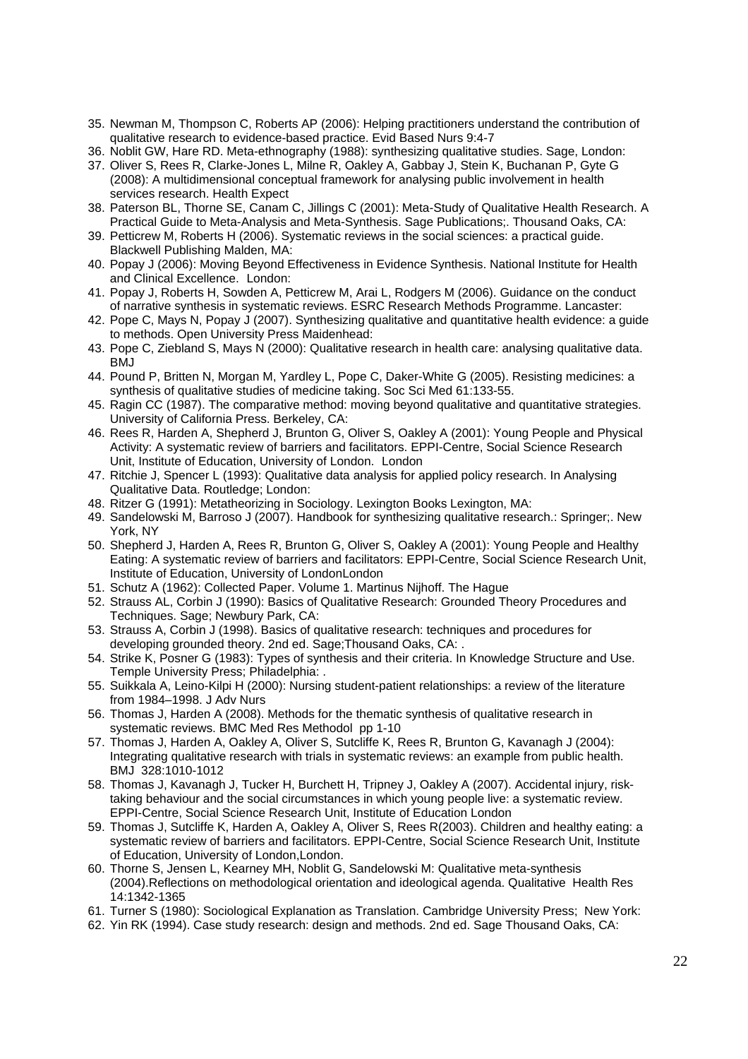35. Newman M, Thompson C, Roberts AP (2006): Helping practitioners understand the contribution of qualitative research to evidence-based practice. Evid Based Nurs 9:4-7
36. Noblit GW, Hare RD. Meta-ethnography (1988): synthesizing qualitative studies. Sage, London:
37. Oliver S, Rees R, Clarke-Jones L, Milne R, Oakley A, Gabbay J, Stein K, Buchanan P, Gyte G (2008): A multidimensional conceptual framework for analysing public involvement in health services research. Health Expect
38. Paterson BL, Thorne SE, Canam C, Jillings C (2001): Meta-Study of Qualitative Health Research. A Practical Guide to Meta-Analysis and Meta-Synthesis. Sage Publications;. Thousand Oaks, CA:
39. Petticrew M, Roberts H (2006). Systematic reviews in the social sciences: a practical guide. Blackwell Publishing Malden, MA:
40. Popay J (2006): Moving Beyond Effectiveness in Evidence Synthesis. National Institute for Health and Clinical Excellence. London:
41. Popay J, Roberts H, Sowden A, Petticrew M, Arai L, Rodgers M (2006). Guidance on the conduct of narrative synthesis in systematic reviews. ESRC Research Methods Programme. Lancaster:
42. Pope C, Mays N, Popay J (2007). Synthesizing qualitative and quantitative health evidence: a guide to methods. Open University Press Maidenhead:
43. Pope C, Ziebland S, Mays N (2000): Qualitative research in health care: analysing qualitative data. BMJ
44. Pound P, Britten N, Morgan M, Yardley L, Pope C, Daker-White G (2005). Resisting medicines: a synthesis of qualitative studies of medicine taking. Soc Sci Med 61:133-55.
45. Ragin CC (1987). The comparative method: moving beyond qualitative and quantitative strategies. University of California Press. Berkeley, CA:
46. Rees R, Harden A, Shepherd J, Brunton G, Oliver S, Oakley A (2001): Young People and Physical Activity: A systematic review of barriers and facilitators. EPPI-Centre, Social Science Research Unit, Institute of Education, University of London. London
47. Ritchie J, Spencer L (1993): Qualitative data analysis for applied policy research. In Analysing Qualitative Data. Routledge; London:
48. Ritzer G (1991): Metatheorizing in Sociology. Lexington Books Lexington, MA:
49. Sandelowski M, Barroso J (2007). Handbook for synthesizing qualitative research.: Springer;. New York, NY
50. Shepherd J, Harden A, Rees R, Brunton G, Oliver S, Oakley A (2001): Young People and Healthy Eating: A systematic review of barriers and facilitators: EPPI-Centre, Social Science Research Unit, Institute of Education, University of LondonLondon
51. Schutz A (1962): Collected Paper. Volume 1. Martinus Nijhoff. The Hague
52. Strauss AL, Corbin J (1990): Basics of Qualitative Research: Grounded Theory Procedures and Techniques. Sage; Newbury Park, CA:
53. Strauss A, Corbin J (1998). Basics of qualitative research: techniques and procedures for developing grounded theory. 2nd ed. Sage;Thousand Oaks, CA: .
54. Strike K, Posner G (1983): Types of synthesis and their criteria. In Knowledge Structure and Use. Temple University Press; Philadelphia: .
55. Suikkala A, Leino-Kilpi H (2000): Nursing student-patient relationships: a review of the literature from 1984–1998. J Adv Nurs
56. Thomas J, Harden A (2008). Methods for the thematic synthesis of qualitative research in systematic reviews. BMC Med Res Methodol pp 1-10
57. Thomas J, Harden A, Oakley A, Oliver S, Sutcliffe K, Rees R, Brunton G, Kavanagh J (2004): Integrating qualitative research with trials in systematic reviews: an example from public health. BMJ 328:1010-1012
58. Thomas J, Kavanagh J, Tucker H, Burchett H, Tripney J, Oakley A (2007). Accidental injury, risk-taking behaviour and the social circumstances in which young people live: a systematic review. EPPI-Centre, Social Science Research Unit, Institute of Education London
59. Thomas J, Sutcliffe K, Harden A, Oakley A, Oliver S, Rees R(2003). Children and healthy eating: a systematic review of barriers and facilitators. EPPI-Centre, Social Science Research Unit, Institute of Education, University of London,London.
60. Thorne S, Jensen L, Kearney MH, Noblit G, Sandelowski M: Qualitative meta-synthesis (2004).Reflections on methodological orientation and ideological agenda. Qualitative Health Res 14:1342-1365
61. Turner S (1980): Sociological Explanation as Translation. Cambridge University Press; New York:
62. Yin RK (1994). Case study research: design and methods. 2nd ed. Sage Thousand Oaks, CA: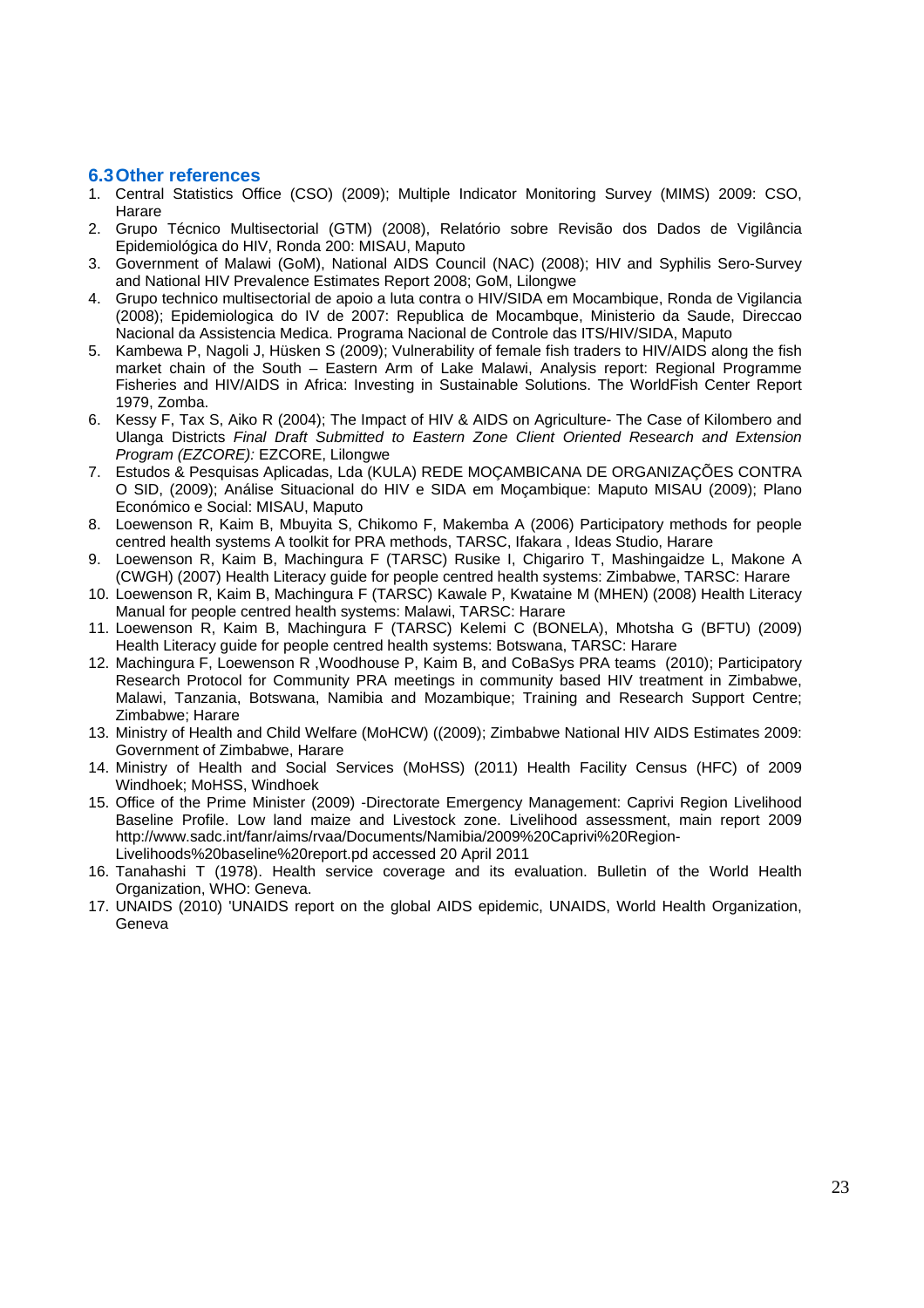### 6.3 Other references

1. Central Statistics Office (CSO) (2009); Multiple Indicator Monitoring Survey (MIMS) 2009: CSO, Harare
2. Grupo Técnico Multisectorial (GTM) (2008), Relatório sobre Revisão dos Dados de Vigilância Epidemiológica do HIV, Ronda 200: MISAU, Maputo
3. Government of Malawi (GoM), National AIDS Council (NAC) (2008); HIV and Syphilis Sero-Survey and National HIV Prevalence Estimates Report 2008; GoM, Lilongwe
4. Grupo technico multisectorial de apoio a luta contra o HIV/SIDA em Mocambique, Ronda de Vigilancia (2008); Epidemiologica do IV de 2007: Republica de Mocambque, Ministerio da Saude, Direccao Nacional da Assistencia Medica. Programa Nacional de Controle das ITS/HIV/SIDA, Maputo
5. Kambewa P, Nagoli J, Hüsken S (2009); Vulnerability of female fish traders to HIV/AIDS along the fish market chain of the South – Eastern Arm of Lake Malawi, Analysis report: Regional Programme Fisheries and HIV/AIDS in Africa: Investing in Sustainable Solutions. The WorldFish Center Report 1979, Zomba.
6. Kessy F, Tax S, Aiko R (2004); The Impact of HIV & AIDS on Agriculture- The Case of Kilombero and Ulanga Districts *Final Draft Submitted to Eastern Zone Client Oriented Research and Extension Program (EZCORE):* EZCORE, Lilongwe
7. Estudos & Pesquisas Aplicadas, Lda (KULA) REDE MOÇAMBICANA DE ORGANIZAÇÕES CONTRA O SID, (2009); Análise Situacional do HIV e SIDA em Moçambique: Maputo MISAU (2009); Plano Económico e Social: MISAU, Maputo
8. Loewenson R, Kaim B, Mbuyita S, Chikomo F, Makemba A (2006) Participatory methods for people centred health systems A toolkit for PRA methods, TARSC, Ifakara , Ideas Studio, Harare
9. Loewenson R, Kaim B, Machingura F (TARSC) Rusike I, Chigariro T, Mashingaidze L, Makone A (CWGH) (2007) Health Literacy guide for people centred health systems: Zimbabwe, TARSC: Harare
10. Loewenson R, Kaim B, Machingura F (TARSC) Kawale P, Kwataine M (MHEN) (2008) Health Literacy Manual for people centred health systems: Malawi, TARSC: Harare
11. Loewenson R, Kaim B, Machingura F (TARSC) Kelemi C (BONELA), Mhotsha G (BFTU) (2009) Health Literacy guide for people centred health systems: Botswana, TARSC: Harare
12. Machingura F, Loewenson R ,Woodhouse P, Kaim B, and CoBaSys PRA teams (2010); Participatory Research Protocol for Community PRA meetings in community based HIV treatment in Zimbabwe, Malawi, Tanzania, Botswana, Namibia and Mozambique; Training and Research Support Centre; Zimbabwe; Harare
13. Ministry of Health and Child Welfare (MoHCW) ((2009); Zimbabwe National HIV AIDS Estimates 2009: Government of Zimbabwe, Harare
14. Ministry of Health and Social Services (MoHSS) (2011) Health Facility Census (HFC) of 2009 Windhoek; MoHSS, Windhoek
15. Office of the Prime Minister (2009) -Directorate Emergency Management: Caprivi Region Livelihood Baseline Profile. Low land maize and Livestock zone. Livelihood assessment, main report 2009 http://www.sadc.int/fanr/aims/rvaa/Documents/Namibia/2009%20Caprivi%20Region-Livelihoods%20baseline%20report.pd accessed 20 April 2011
16. Tanahashi T (1978). Health service coverage and its evaluation. Bulletin of the World Health Organization, WHO: Geneva.
17. UNAIDS (2010) 'UNAIDS report on the global AIDS epidemic, UNAIDS, World Health Organization, Geneva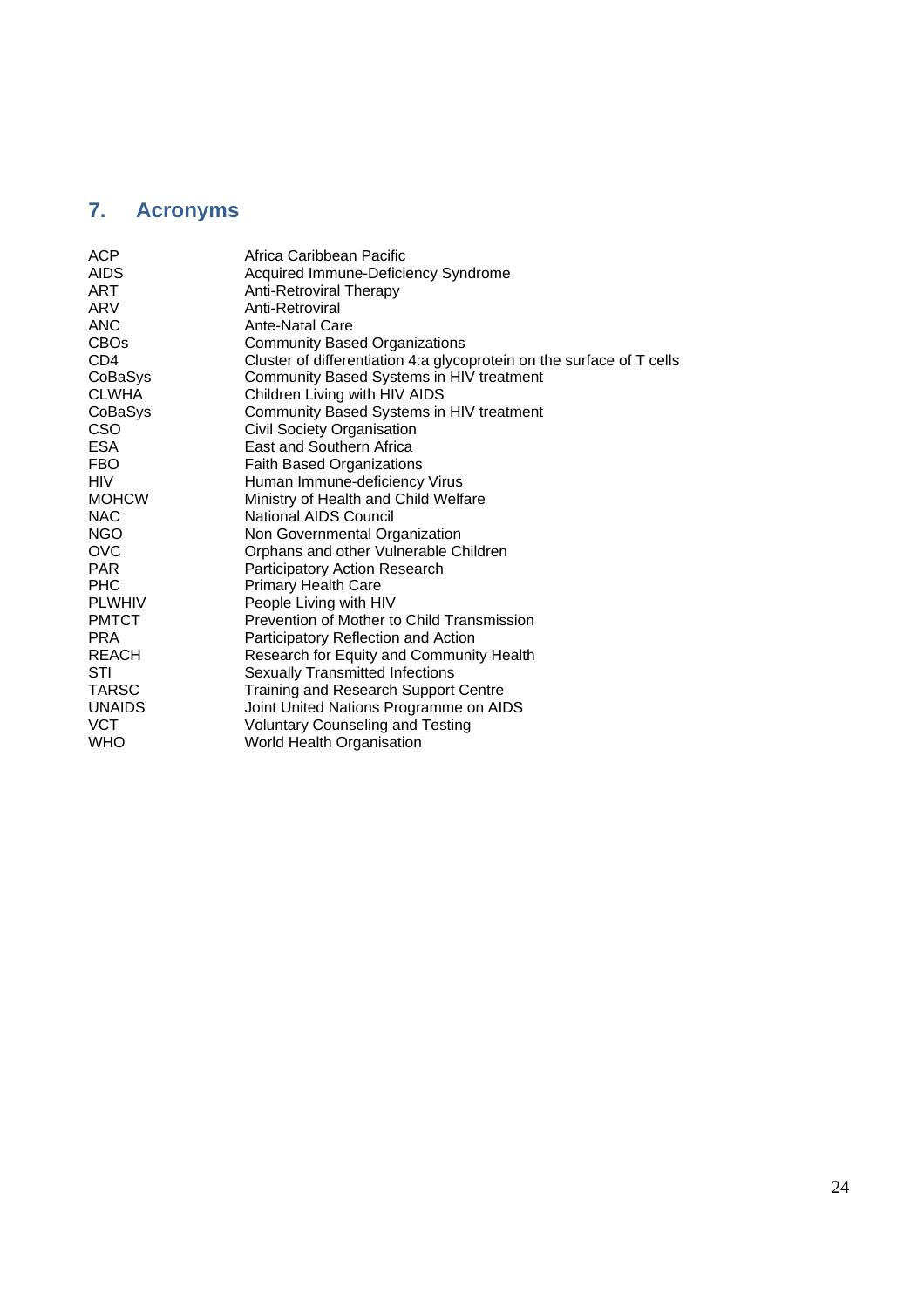## 7. Acronyms

| | |
|---|---|
| ACP | Africa Caribbean Pacific |
| AIDS | Acquired Immune-Deficiency Syndrome |
| ART | Anti-Retroviral Therapy |
| ARV | Anti-Retroviral |
| ANC | Ante-Natal Care |
| CBOs | Community Based Organizations |
| CD4 | Cluster of differentiation 4:a glycoprotein on the surface of T cells |
| CoBaSys | Community Based Systems in HIV treatment |
| CLWHA | Children Living with HIV AIDS |
| CoBaSys | Community Based Systems in HIV treatment |
| CSO | Civil Society Organisation |
| ESA | East and Southern Africa |
| FBO | Faith Based Organizations |
| HIV | Human Immune-deficiency Virus |
| MOHCW | Ministry of Health and Child Welfare |
| NAC | National AIDS Council |
| NGO | Non Governmental Organization |
| OVC | Orphans and other Vulnerable Children |
| PAR | Participatory Action Research |
| PHC | Primary Health Care |
| PLWHIV | People Living with HIV |
| PMTCT | Prevention of Mother to Child Transmission |
| PRA | Participatory Reflection and Action |
| REACH | Research for Equity and Community Health |
| STI | Sexually Transmitted Infections |
| TARSC | Training and Research Support Centre |
| UNAIDS | Joint United Nations Programme on AIDS |
| VCT | Voluntary Counseling and Testing |
| WHO | World Health Organisation |